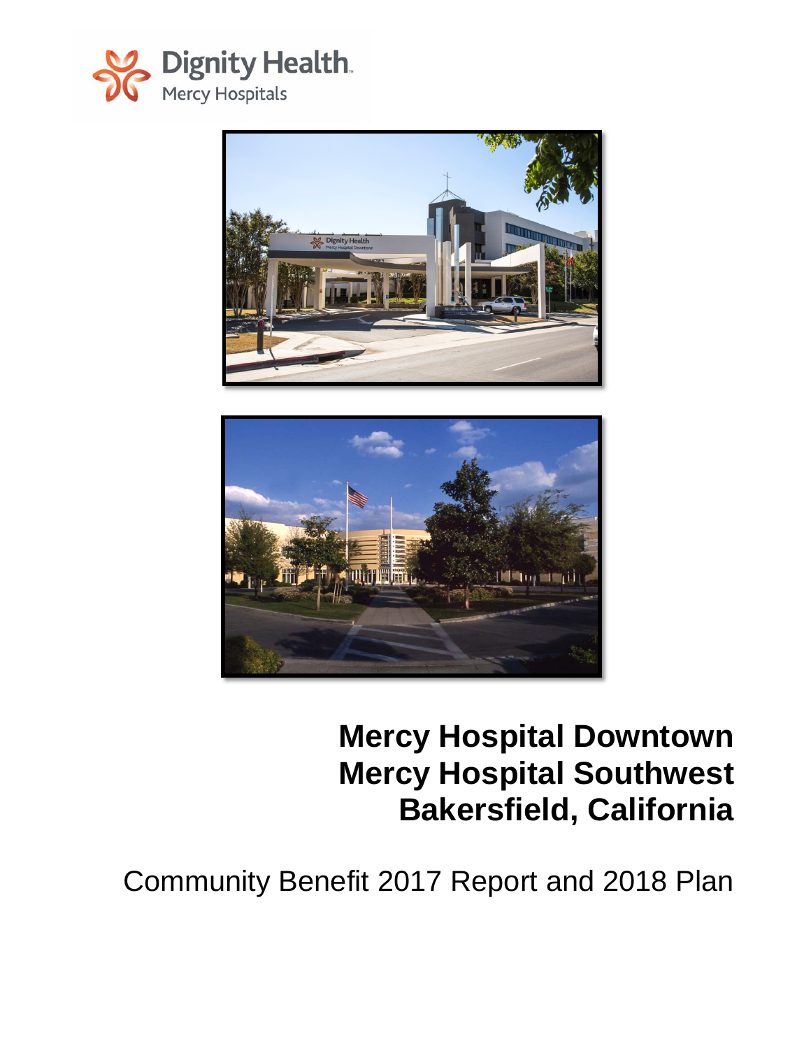Dignity Health
Mercy Hospitals

# Mercy Hospital Downtown
# Mercy Hospital Southwest
# Bakersfield, California

Community Benefit 2017 Report and 2018 Plan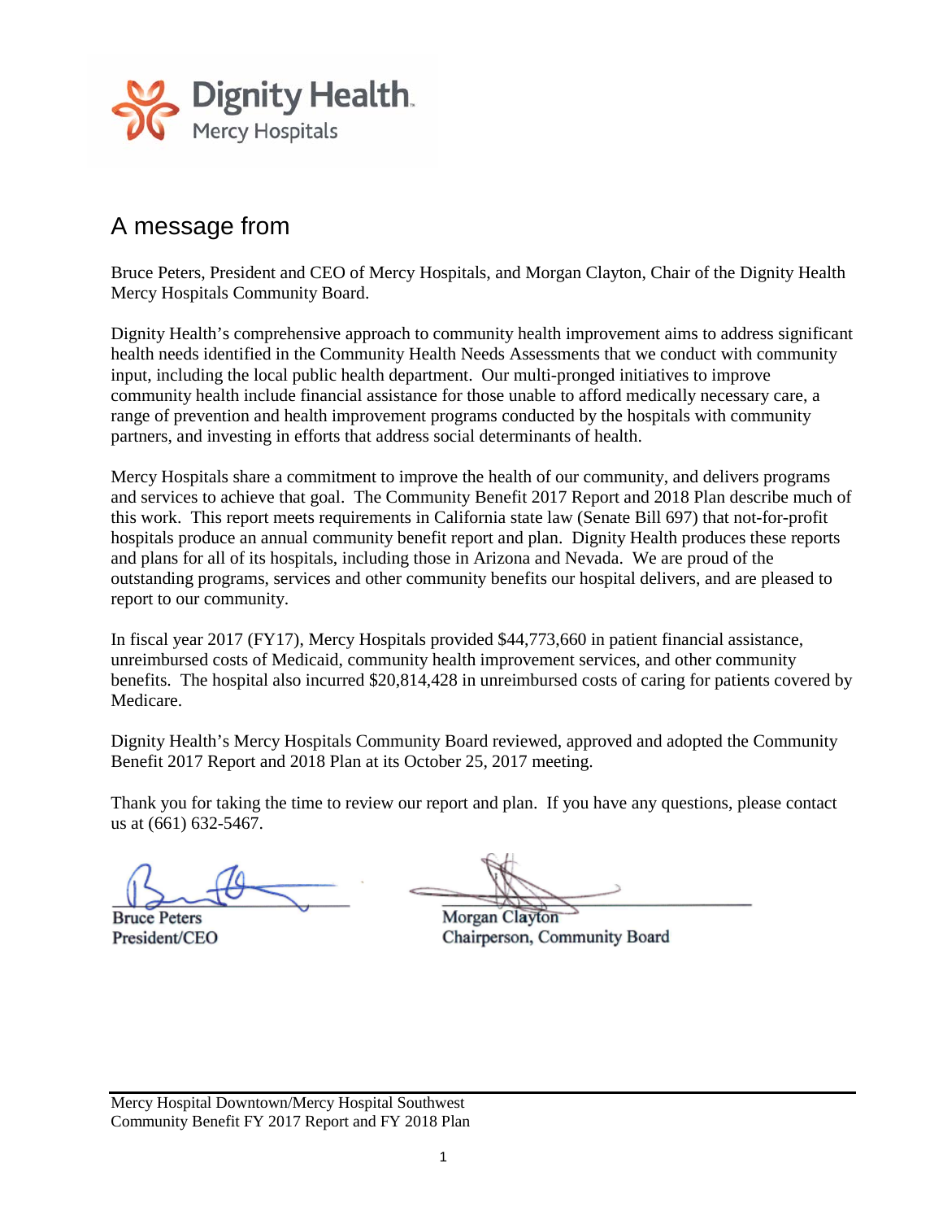Dignity Health.
Mercy Hospitals

## A message from

Bruce Peters, President and CEO of Mercy Hospitals, and Morgan Clayton, Chair of the Dignity Health Mercy Hospitals Community Board.

Dignity Health's comprehensive approach to community health improvement aims to address significant health needs identified in the Community Health Needs Assessments that we conduct with community input, including the local public health department. Our multi-pronged initiatives to improve community health include financial assistance for those unable to afford medically necessary care, a range of prevention and health improvement programs conducted by the hospitals with community partners, and investing in efforts that address social determinants of health.

Mercy Hospitals share a commitment to improve the health of our community, and delivers programs and services to achieve that goal. The Community Benefit 2017 Report and 2018 Plan describe much of this work. This report meets requirements in California state law (Senate Bill 697) that not-for-profit hospitals produce an annual community benefit report and plan. Dignity Health produces these reports and plans for all of its hospitals, including those in Arizona and Nevada. We are proud of the outstanding programs, services and other community benefits our hospital delivers, and are pleased to report to our community.

In fiscal year 2017 (FY17), Mercy Hospitals provided $44,773,660 in patient financial assistance, unreimbursed costs of Medicaid, community health improvement services, and other community benefits. The hospital also incurred $20,814,428 in unreimbursed costs of caring for patients covered by Medicare.

Dignity Health's Mercy Hospitals Community Board reviewed, approved and adopted the Community Benefit 2017 Report and 2018 Plan at its October 25, 2017 meeting.

Thank you for taking the time to review our report and plan. If you have any questions, please contact us at (661) 632-5467.

| | |
|---|---|
| Bruce Peters<br>President/CEO | Morgan Clayton<br>Chairperson, Community Board |

Mercy Hospital Downtown/Mercy Hospital Southwest
Community Benefit FY 2017 Report and FY 2018 Plan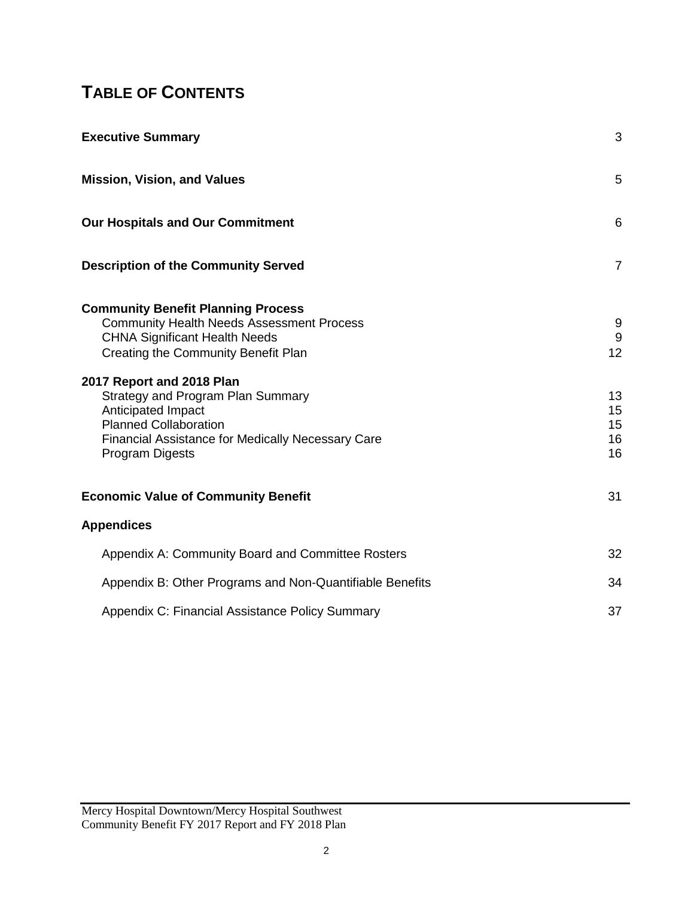# TABLE OF CONTENTS

| | |
|---|---|
| **Executive Summary** | 3 |
| **Mission, Vision, and Values** | 5 |
| **Our Hospitals and Our Commitment** | 6 |
| **Description of the Community Served** | 7 |
| **Community Benefit Planning Process** | |
| Community Health Needs Assessment Process | 9 |
| CHNA Significant Health Needs | 9 |
| Creating the Community Benefit Plan | 12 |
| **2017 Report and 2018 Plan** | |
| Strategy and Program Plan Summary | 13 |
| Anticipated Impact | 15 |
| Planned Collaboration | 15 |
| Financial Assistance for Medically Necessary Care | 16 |
| Program Digests | 16 |
| **Economic Value of Community Benefit** | 31 |
| **Appendices** | |
| Appendix A: Community Board and Committee Rosters | 32 |
| Appendix B: Other Programs and Non-Quantifiable Benefits | 34 |
| Appendix C: Financial Assistance Policy Summary | 37 |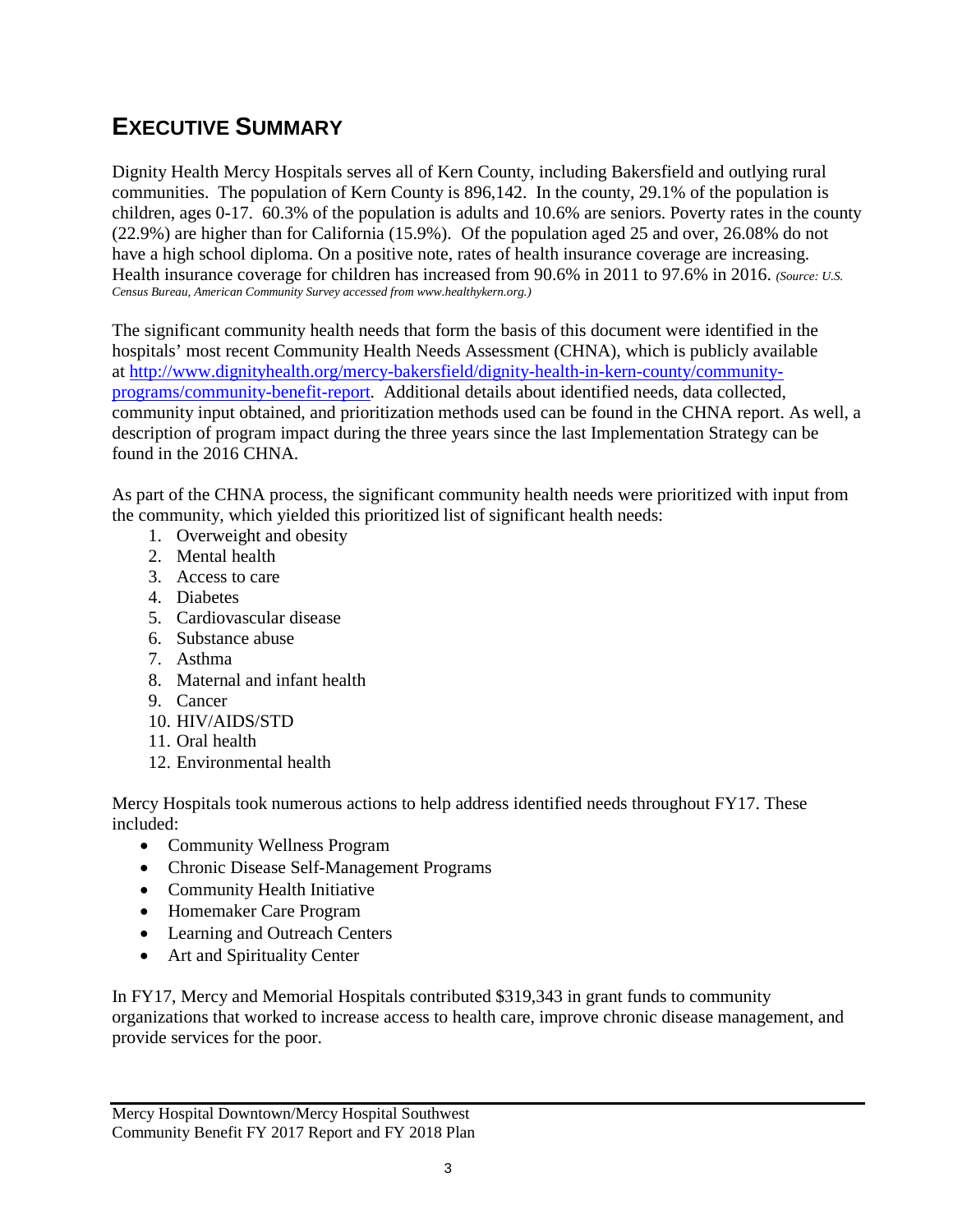# Executive Summary

Dignity Health Mercy Hospitals serves all of Kern County, including Bakersfield and outlying rural communities. The population of Kern County is 896,142. In the county, 29.1% of the population is children, ages 0-17. 60.3% of the population is adults and 10.6% are seniors. Poverty rates in the county (22.9%) are higher than for California (15.9%). Of the population aged 25 and over, 26.08% do not have a high school diploma. On a positive note, rates of health insurance coverage are increasing. Health insurance coverage for children has increased from 90.6% in 2011 to 97.6% in 2016. *(Source: U.S. Census Bureau, American Community Survey accessed from www.healthykern.org.)*

The significant community health needs that form the basis of this document were identified in the hospitals' most recent Community Health Needs Assessment (CHNA), which is publicly available at [http://www.dignityhealth.org/mercy-bakersfield/dignity-health-in-kern-county/community-programs/community-benefit-report](http://www.dignityhealth.org/mercy-bakersfield/dignity-health-in-kern-county/community-programs/community-benefit-report). Additional details about identified needs, data collected, community input obtained, and prioritization methods used can be found in the CHNA report. As well, a description of program impact during the three years since the last Implementation Strategy can be found in the 2016 CHNA.

As part of the CHNA process, the significant community health needs were prioritized with input from the community, which yielded this prioritized list of significant health needs:

1. Overweight and obesity
2. Mental health
3. Access to care
4. Diabetes
5. Cardiovascular disease
6. Substance abuse
7. Asthma
8. Maternal and infant health
9. Cancer
10. HIV/AIDS/STD
11. Oral health
12. Environmental health

Mercy Hospitals took numerous actions to help address identified needs throughout FY17. These included:

- Community Wellness Program
- Chronic Disease Self-Management Programs
- Community Health Initiative
- Homemaker Care Program
- Learning and Outreach Centers
- Art and Spirituality Center

In FY17, Mercy and Memorial Hospitals contributed $319,343 in grant funds to community organizations that worked to increase access to health care, improve chronic disease management, and provide services for the poor.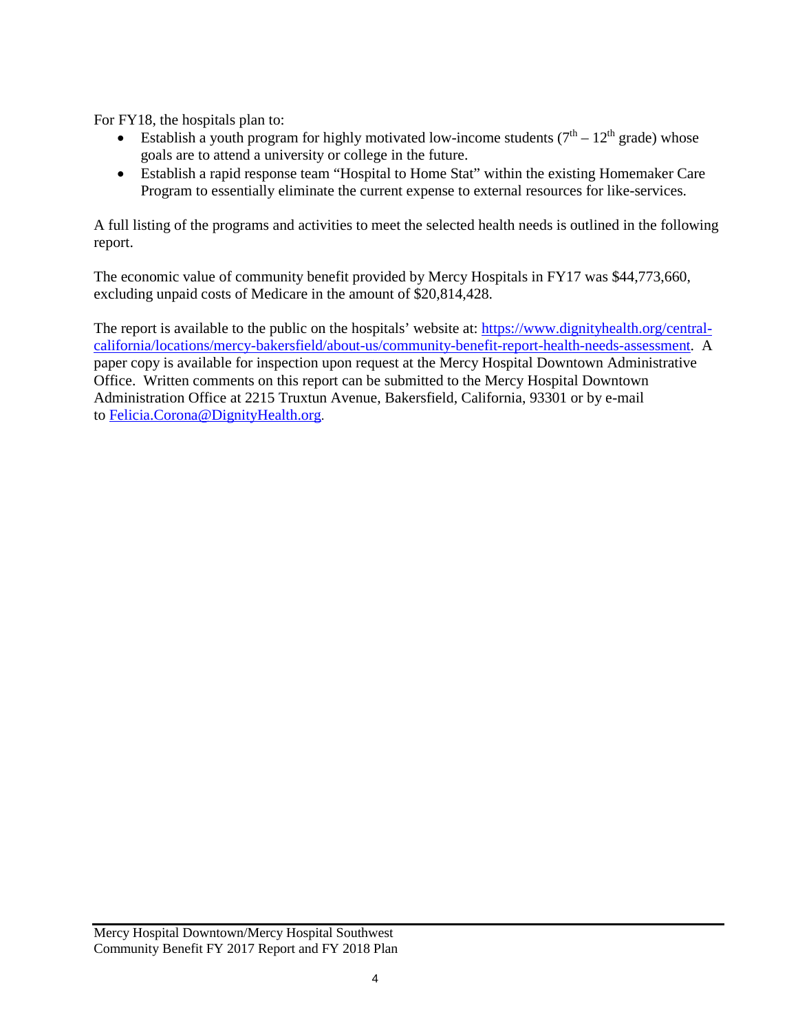For FY18, the hospitals plan to:

- Establish a youth program for highly motivated low-income students ($7^{th} – 12^{th}$ grade) whose goals are to attend a university or college in the future.
- Establish a rapid response team "Hospital to Home Stat" within the existing Homemaker Care Program to essentially eliminate the current expense to external resources for like-services.

A full listing of the programs and activities to meet the selected health needs is outlined in the following report.

The economic value of community benefit provided by Mercy Hospitals in FY17 was $44,773,660, excluding unpaid costs of Medicare in the amount of $20,814,428.

The report is available to the public on the hospitals' website at: [https://www.dignityhealth.org/central-california/locations/mercy-bakersfield/about-us/community-benefit-report-health-needs-assessment](https://www.dignityhealth.org/central-california/locations/mercy-bakersfield/about-us/community-benefit-report-health-needs-assessment). A paper copy is available for inspection upon request at the Mercy Hospital Downtown Administrative Office. Written comments on this report can be submitted to the Mercy Hospital Downtown Administration Office at 2215 Truxtun Avenue, Bakersfield, California, 93301 or by e-mail to [Felicia.Corona@DignityHealth.org](mailto:Felicia.Corona@DignityHealth.org).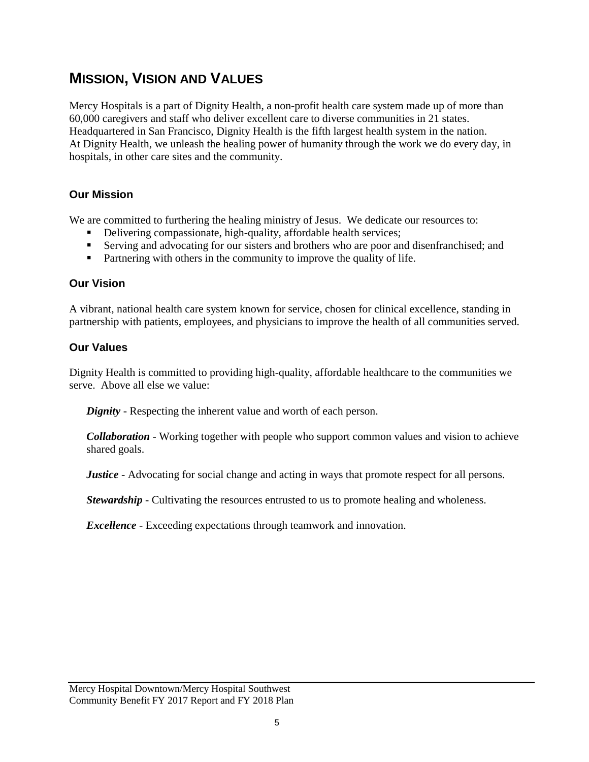## MISSION, VISION AND VALUES

Mercy Hospitals is a part of Dignity Health, a non-profit health care system made up of more than 60,000 caregivers and staff who deliver excellent care to diverse communities in 21 states. Headquartered in San Francisco, Dignity Health is the fifth largest health system in the nation. At Dignity Health, we unleash the healing power of humanity through the work we do every day, in hospitals, in other care sites and the community.

### Our Mission

We are committed to furthering the healing ministry of Jesus. We dedicate our resources to:

- Delivering compassionate, high-quality, affordable health services;
- Serving and advocating for our sisters and brothers who are poor and disenfranchised; and
- Partnering with others in the community to improve the quality of life.

### Our Vision

A vibrant, national health care system known for service, chosen for clinical excellence, standing in partnership with patients, employees, and physicians to improve the health of all communities served.

### Our Values

Dignity Health is committed to providing high-quality, affordable healthcare to the communities we serve. Above all else we value:

***Dignity*** - Respecting the inherent value and worth of each person.

***Collaboration*** - Working together with people who support common values and vision to achieve shared goals.

***Justice*** - Advocating for social change and acting in ways that promote respect for all persons.

***Stewardship*** - Cultivating the resources entrusted to us to promote healing and wholeness.

***Excellence*** - Exceeding expectations through teamwork and innovation.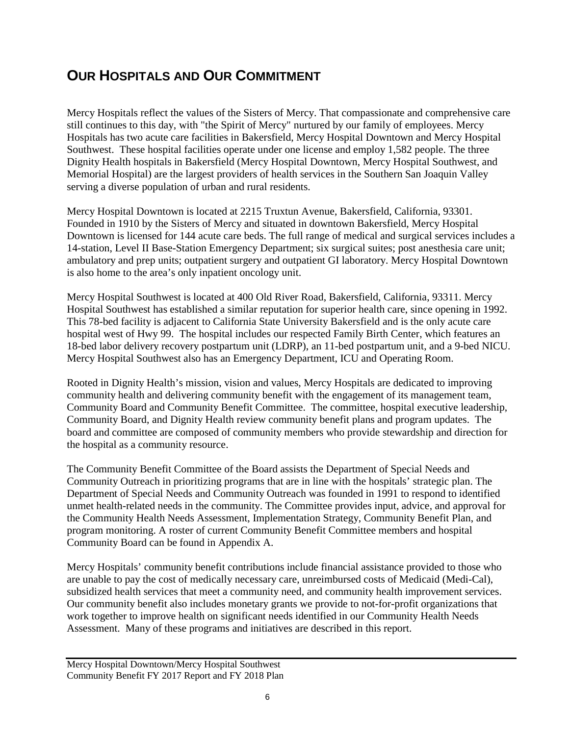# OUR HOSPITALS AND OUR COMMITMENT

Mercy Hospitals reflect the values of the Sisters of Mercy. That compassionate and comprehensive care still continues to this day, with "the Spirit of Mercy" nurtured by our family of employees. Mercy Hospitals has two acute care facilities in Bakersfield, Mercy Hospital Downtown and Mercy Hospital Southwest. These hospital facilities operate under one license and employ 1,582 people. The three Dignity Health hospitals in Bakersfield (Mercy Hospital Downtown, Mercy Hospital Southwest, and Memorial Hospital) are the largest providers of health services in the Southern San Joaquin Valley serving a diverse population of urban and rural residents.

Mercy Hospital Downtown is located at 2215 Truxtun Avenue, Bakersfield, California, 93301. Founded in 1910 by the Sisters of Mercy and situated in downtown Bakersfield, Mercy Hospital Downtown is licensed for 144 acute care beds. The full range of medical and surgical services includes a 14-station, Level II Base-Station Emergency Department; six surgical suites; post anesthesia care unit; ambulatory and prep units; outpatient surgery and outpatient GI laboratory. Mercy Hospital Downtown is also home to the area's only inpatient oncology unit.

Mercy Hospital Southwest is located at 400 Old River Road, Bakersfield, California, 93311. Mercy Hospital Southwest has established a similar reputation for superior health care, since opening in 1992. This 78-bed facility is adjacent to California State University Bakersfield and is the only acute care hospital west of Hwy 99. The hospital includes our respected Family Birth Center, which features an 18-bed labor delivery recovery postpartum unit (LDRP), an 11-bed postpartum unit, and a 9-bed NICU. Mercy Hospital Southwest also has an Emergency Department, ICU and Operating Room.

Rooted in Dignity Health's mission, vision and values, Mercy Hospitals are dedicated to improving community health and delivering community benefit with the engagement of its management team, Community Board and Community Benefit Committee. The committee, hospital executive leadership, Community Board, and Dignity Health review community benefit plans and program updates. The board and committee are composed of community members who provide stewardship and direction for the hospital as a community resource.

The Community Benefit Committee of the Board assists the Department of Special Needs and Community Outreach in prioritizing programs that are in line with the hospitals' strategic plan. The Department of Special Needs and Community Outreach was founded in 1991 to respond to identified unmet health-related needs in the community. The Committee provides input, advice, and approval for the Community Health Needs Assessment, Implementation Strategy, Community Benefit Plan, and program monitoring. A roster of current Community Benefit Committee members and hospital Community Board can be found in Appendix A.

Mercy Hospitals' community benefit contributions include financial assistance provided to those who are unable to pay the cost of medically necessary care, unreimbursed costs of Medicaid (Medi-Cal), subsidized health services that meet a community need, and community health improvement services. Our community benefit also includes monetary grants we provide to not-for-profit organizations that work together to improve health on significant needs identified in our Community Health Needs Assessment. Many of these programs and initiatives are described in this report.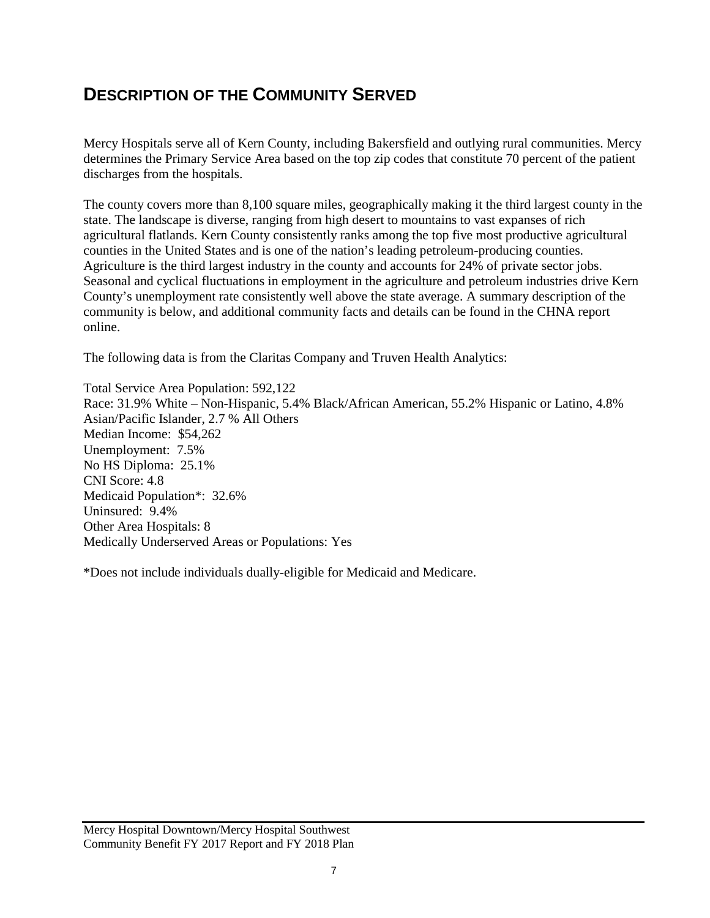## DESCRIPTION OF THE COMMUNITY SERVED

Mercy Hospitals serve all of Kern County, including Bakersfield and outlying rural communities. Mercy determines the Primary Service Area based on the top zip codes that constitute 70 percent of the patient discharges from the hospitals.

The county covers more than 8,100 square miles, geographically making it the third largest county in the state. The landscape is diverse, ranging from high desert to mountains to vast expanses of rich agricultural flatlands. Kern County consistently ranks among the top five most productive agricultural counties in the United States and is one of the nation's leading petroleum-producing counties. Agriculture is the third largest industry in the county and accounts for 24% of private sector jobs. Seasonal and cyclical fluctuations in employment in the agriculture and petroleum industries drive Kern County's unemployment rate consistently well above the state average. A summary description of the community is below, and additional community facts and details can be found in the CHNA report online.

The following data is from the Claritas Company and Truven Health Analytics:

Total Service Area Population: 592,122
Race: 31.9% White – Non-Hispanic, 5.4% Black/African American, 55.2% Hispanic or Latino, 4.8% Asian/Pacific Islander, 2.7 % All Others
Median Income: $54,262
Unemployment: 7.5%
No HS Diploma: 25.1%
CNI Score: 4.8
Medicaid Population*: 32.6%
Uninsured: 9.4%
Other Area Hospitals: 8
Medically Underserved Areas or Populations: Yes

*Does not include individuals dually-eligible for Medicaid and Medicare.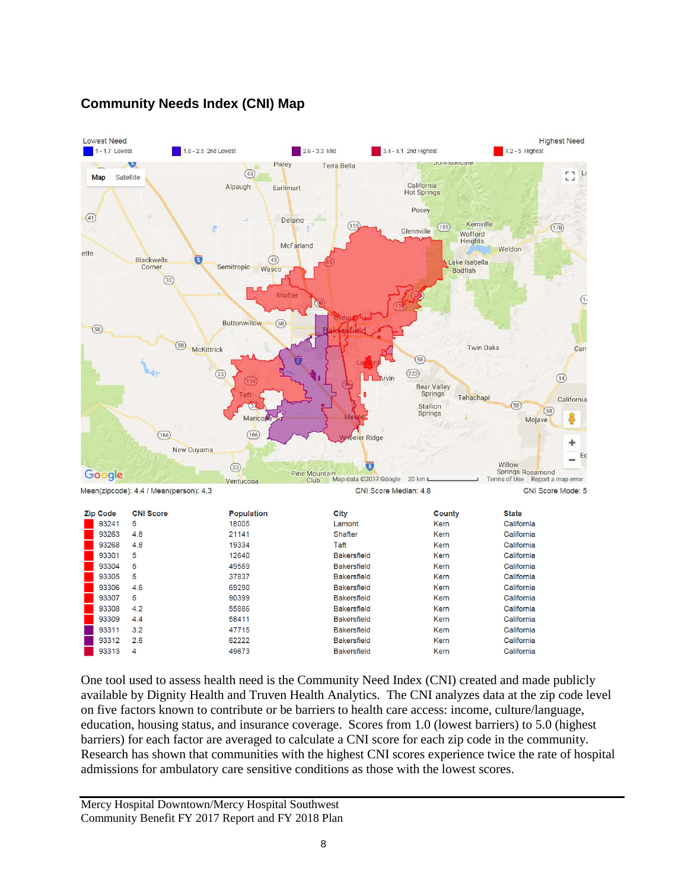## Community Needs Index (CNI) Map

Lowest Need | 1 - 1.7 Lowest | 1.8 - 2.5 2nd Lowest | 2.6 - 3.3 Mid | 3.4 - 4.1 2nd Highest | 4.2 - 5 Highest | Highest Need

Mean(zipcode): 4.4 / Mean(person): 4.3 CNI Score Median: 4.8 CNI Score Mode: 5

| Zip Code | CNI Score | Population | City | County | State |
|---|---|---|---|---|---|
| 93241 | 5 | 18005 | Lamont | Kern | California |
| 93263 | 4.8 | 21141 | Shafter | Kern | California |
| 93268 | 4.8 | 19334 | Taft | Kern | California |
| 93301 | 5 | 12640 | Bakersfield | Kern | California |
| 93304 | 5 | 49569 | Bakersfield | Kern | California |
| 93305 | 5 | 37837 | Bakersfield | Kern | California |
| 93306 | 4.6 | 69290 | Bakersfield | Kern | California |
| 93307 | 5 | 90399 | Bakersfield | Kern | California |
| 93308 | 4.2 | 55886 | Bakersfield | Kern | California |
| 93309 | 4.4 | 58411 | Bakersfield | Kern | California |
| 93311 | 3.2 | 47715 | Bakersfield | Kern | California |
| 93312 | 2.6 | 62222 | Bakersfield | Kern | California |
| 93313 | 4 | 49673 | Bakersfield | Kern | California |

One tool used to assess health need is the Community Need Index (CNI) created and made publicly available by Dignity Health and Truven Health Analytics. The CNI analyzes data at the zip code level on five factors known to contribute or be barriers to health care access: income, culture/language, education, housing status, and insurance coverage. Scores from 1.0 (lowest barriers) to 5.0 (highest barriers) for each factor are averaged to calculate a CNI score for each zip code in the community. Research has shown that communities with the highest CNI scores experience twice the rate of hospital admissions for ambulatory care sensitive conditions as those with the lowest scores.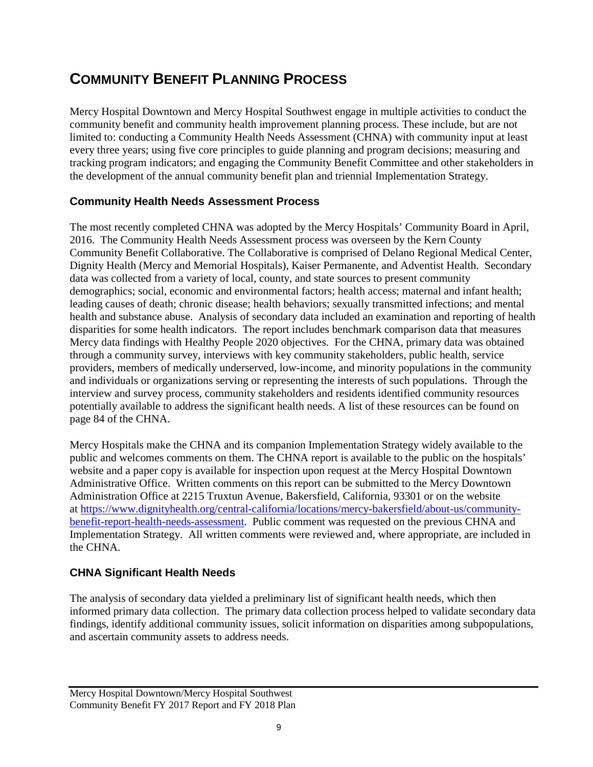# COMMUNITY BENEFIT PLANNING PROCESS

Mercy Hospital Downtown and Mercy Hospital Southwest engage in multiple activities to conduct the community benefit and community health improvement planning process. These include, but are not limited to: conducting a Community Health Needs Assessment (CHNA) with community input at least every three years; using five core principles to guide planning and program decisions; measuring and tracking program indicators; and engaging the Community Benefit Committee and other stakeholders in the development of the annual community benefit plan and triennial Implementation Strategy.

## Community Health Needs Assessment Process

The most recently completed CHNA was adopted by the Mercy Hospitals' Community Board in April, 2016. The Community Health Needs Assessment process was overseen by the Kern County Community Benefit Collaborative. The Collaborative is comprised of Delano Regional Medical Center, Dignity Health (Mercy and Memorial Hospitals), Kaiser Permanente, and Adventist Health. Secondary data was collected from a variety of local, county, and state sources to present community demographics; social, economic and environmental factors; health access; maternal and infant health; leading causes of death; chronic disease; health behaviors; sexually transmitted infections; and mental health and substance abuse. Analysis of secondary data included an examination and reporting of health disparities for some health indicators. The report includes benchmark comparison data that measures Mercy data findings with Healthy People 2020 objectives. For the CHNA, primary data was obtained through a community survey, interviews with key community stakeholders, public health, service providers, members of medically underserved, low-income, and minority populations in the community and individuals or organizations serving or representing the interests of such populations. Through the interview and survey process, community stakeholders and residents identified community resources potentially available to address the significant health needs. A list of these resources can be found on page 84 of the CHNA.

Mercy Hospitals make the CHNA and its companion Implementation Strategy widely available to the public and welcomes comments on them. The CHNA report is available to the public on the hospitals' website and a paper copy is available for inspection upon request at the Mercy Hospital Downtown Administrative Office. Written comments on this report can be submitted to the Mercy Downtown Administration Office at 2215 Truxtun Avenue, Bakersfield, California, 93301 or on the website at [https://www.dignityhealth.org/central-california/locations/mercy-bakersfield/about-us/community-benefit-report-health-needs-assessment](https://www.dignityhealth.org/central-california/locations/mercy-bakersfield/about-us/community-benefit-report-health-needs-assessment). Public comment was requested on the previous CHNA and Implementation Strategy. All written comments were reviewed and, where appropriate, are included in the CHNA.

## CHNA Significant Health Needs

The analysis of secondary data yielded a preliminary list of significant health needs, which then informed primary data collection. The primary data collection process helped to validate secondary data findings, identify additional community issues, solicit information on disparities among subpopulations, and ascertain community assets to address needs.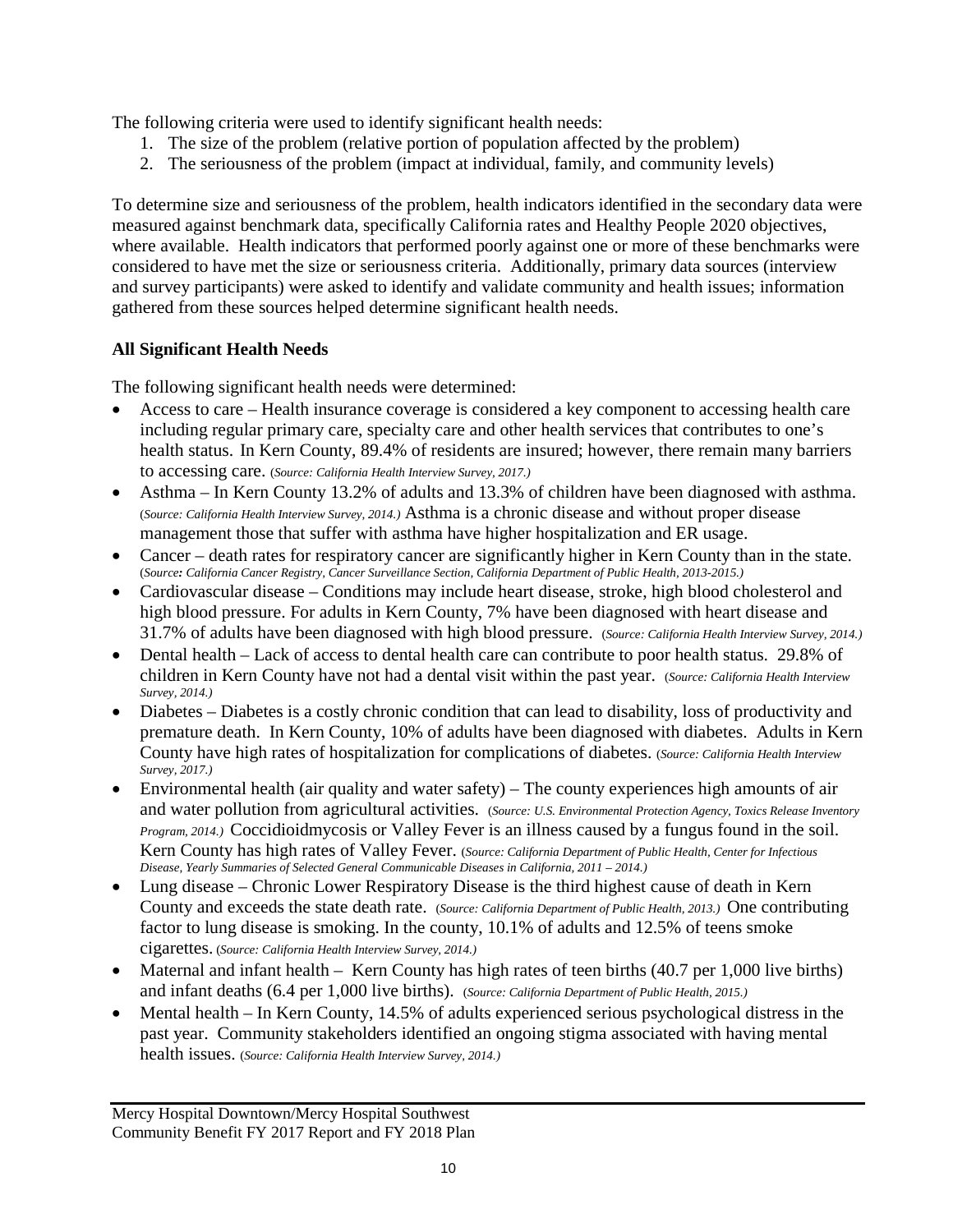The following criteria were used to identify significant health needs:

1. The size of the problem (relative portion of population affected by the problem)
2. The seriousness of the problem (impact at individual, family, and community levels)

To determine size and seriousness of the problem, health indicators identified in the secondary data were measured against benchmark data, specifically California rates and Healthy People 2020 objectives, where available. Health indicators that performed poorly against one or more of these benchmarks were considered to have met the size or seriousness criteria. Additionally, primary data sources (interview and survey participants) were asked to identify and validate community and health issues; information gathered from these sources helped determine significant health needs.

**All Significant Health Needs**

The following significant health needs were determined:

- Access to care – Health insurance coverage is considered a key component to accessing health care including regular primary care, specialty care and other health services that contributes to one's health status. In Kern County, 89.4% of residents are insured; however, there remain many barriers to accessing care. (*Source: California Health Interview Survey, 2017.)*
- Asthma – In Kern County 13.2% of adults and 13.3% of children have been diagnosed with asthma. (*Source: California Health Interview Survey, 2014.)* Asthma is a chronic disease and without proper disease management those that suffer with asthma have higher hospitalization and ER usage.
- Cancer – death rates for respiratory cancer are significantly higher in Kern County than in the state. (*Source**:** California Cancer Registry, Cancer Surveillance Section, California Department of Public Health, 2013-2015.)*
- Cardiovascular disease – Conditions may include heart disease, stroke, high blood cholesterol and high blood pressure. For adults in Kern County, 7% have been diagnosed with heart disease and 31.7% of adults have been diagnosed with high blood pressure. (*Source: California Health Interview Survey, 2014.)*
- Dental health – Lack of access to dental health care can contribute to poor health status. 29.8% of children in Kern County have not had a dental visit within the past year. (*Source: California Health Interview Survey, 2014.)*
- Diabetes – Diabetes is a costly chronic condition that can lead to disability, loss of productivity and premature death. In Kern County, 10% of adults have been diagnosed with diabetes. Adults in Kern County have high rates of hospitalization for complications of diabetes. (*Source: California Health Interview Survey, 2017.)*
- Environmental health (air quality and water safety) – The county experiences high amounts of air and water pollution from agricultural activities. (*Source: U.S. Environmental Protection Agency, Toxics Release Inventory Program, 2014.)* Coccidioidmycosis or Valley Fever is an illness caused by a fungus found in the soil. Kern County has high rates of Valley Fever. (*Source: California Department of Public Health, Center for Infectious Disease, Yearly Summaries of Selected General Communicable Diseases in California, 2011 – 2014.)*
- Lung disease – Chronic Lower Respiratory Disease is the third highest cause of death in Kern County and exceeds the state death rate. (*Source: California Department of Public Health, 2013.)* One contributing factor to lung disease is smoking. In the county, 10.1% of adults and 12.5% of teens smoke cigarettes. (*Source: California Health Interview Survey, 2014.)*
- Maternal and infant health – Kern County has high rates of teen births (40.7 per 1,000 live births) and infant deaths (6.4 per 1,000 live births). (*Source: California Department of Public Health, 2015.)*
- Mental health – In Kern County, 14.5% of adults experienced serious psychological distress in the past year. Community stakeholders identified an ongoing stigma associated with having mental health issues. (*Source: California Health Interview Survey, 2014.)*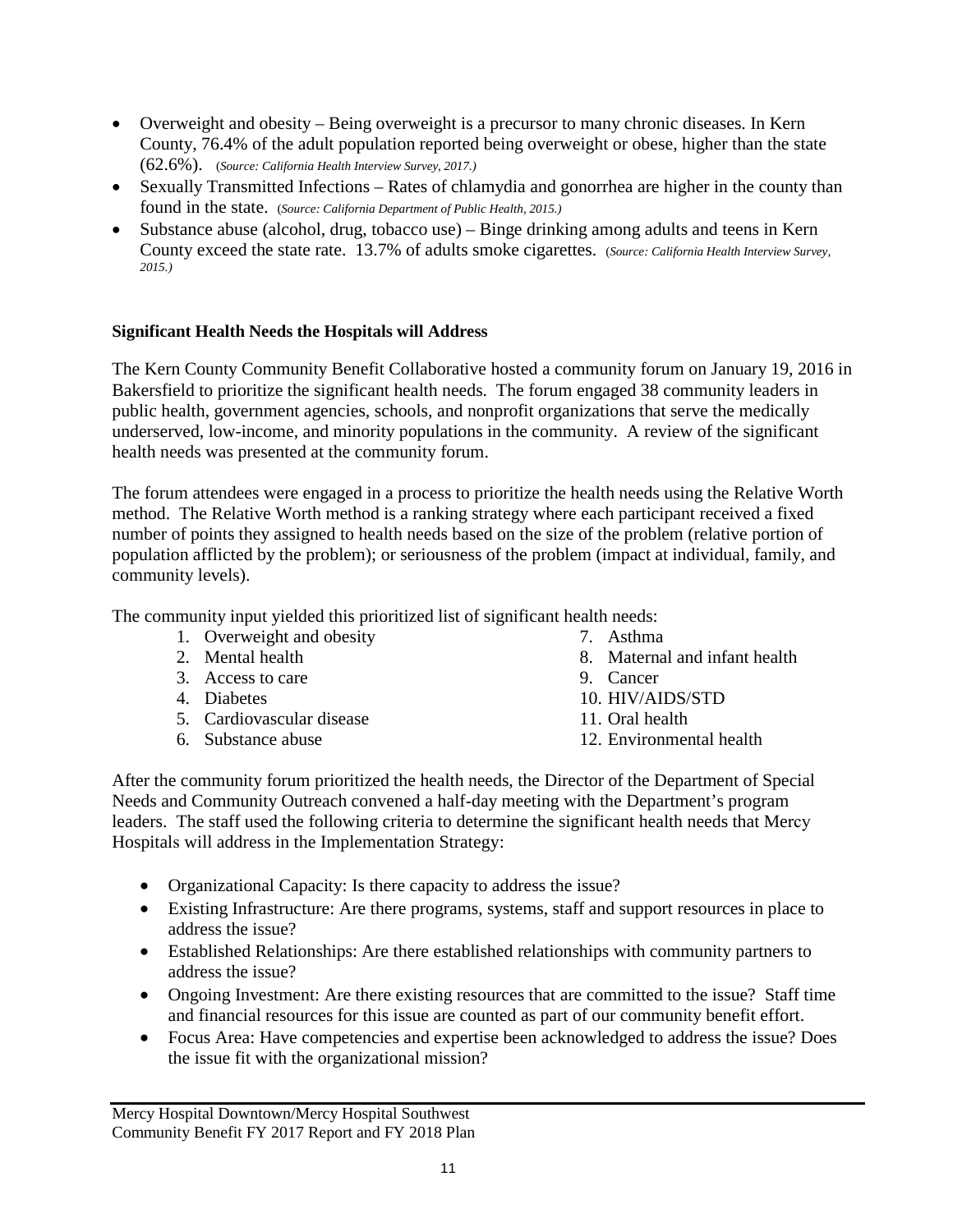- Overweight and obesity – Being overweight is a precursor to many chronic diseases. In Kern County, 76.4% of the adult population reported being overweight or obese, higher than the state (62.6%). (*Source: California Health Interview Survey, 2017.*)
- Sexually Transmitted Infections – Rates of chlamydia and gonorrhea are higher in the county than found in the state. (*Source: California Department of Public Health, 2015.*)
- Substance abuse (alcohol, drug, tobacco use) – Binge drinking among adults and teens in Kern County exceed the state rate. 13.7% of adults smoke cigarettes. (*Source: California Health Interview Survey, 2015.*)

**Significant Health Needs the Hospitals will Address**

The Kern County Community Benefit Collaborative hosted a community forum on January 19, 2016 in Bakersfield to prioritize the significant health needs. The forum engaged 38 community leaders in public health, government agencies, schools, and nonprofit organizations that serve the medically underserved, low-income, and minority populations in the community. A review of the significant health needs was presented at the community forum.

The forum attendees were engaged in a process to prioritize the health needs using the Relative Worth method. The Relative Worth method is a ranking strategy where each participant received a fixed number of points they assigned to health needs based on the size of the problem (relative portion of population afflicted by the problem); or seriousness of the problem (impact at individual, family, and community levels).

The community input yielded this prioritized list of significant health needs:

1. Overweight and obesity
2. Mental health
3. Access to care
4. Diabetes
5. Cardiovascular disease
6. Substance abuse
7. Asthma
8. Maternal and infant health
9. Cancer
10. HIV/AIDS/STD
11. Oral health
12. Environmental health

After the community forum prioritized the health needs, the Director of the Department of Special Needs and Community Outreach convened a half-day meeting with the Department's program leaders. The staff used the following criteria to determine the significant health needs that Mercy Hospitals will address in the Implementation Strategy:

- Organizational Capacity: Is there capacity to address the issue?
- Existing Infrastructure: Are there programs, systems, staff and support resources in place to address the issue?
- Established Relationships: Are there established relationships with community partners to address the issue?
- Ongoing Investment: Are there existing resources that are committed to the issue? Staff time and financial resources for this issue are counted as part of our community benefit effort.
- Focus Area: Have competencies and expertise been acknowledged to address the issue? Does the issue fit with the organizational mission?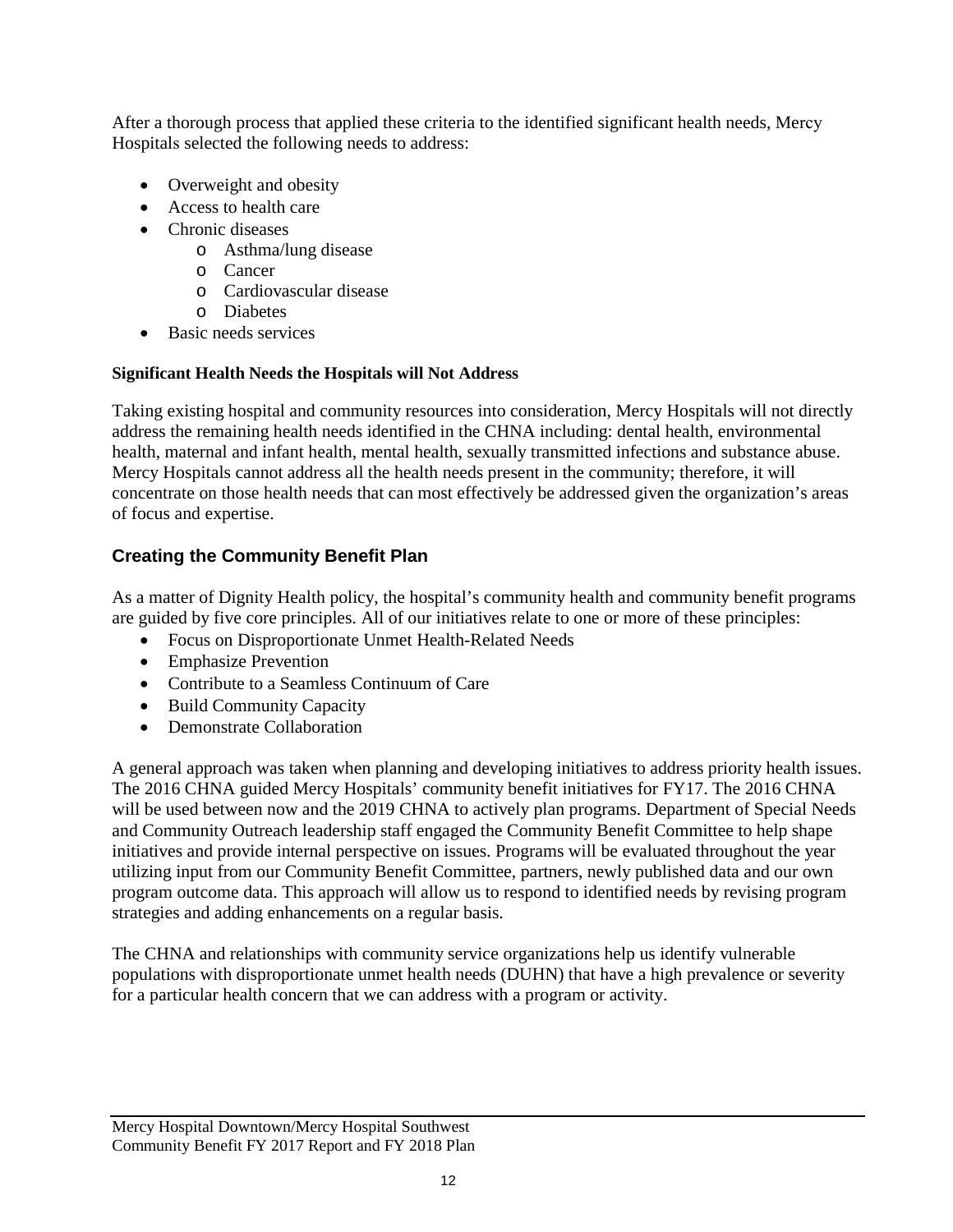After a thorough process that applied these criteria to the identified significant health needs, Mercy Hospitals selected the following needs to address:

- Overweight and obesity
- Access to health care
- Chronic diseases
  - Asthma/lung disease
  - Cancer
  - Cardiovascular disease
  - Diabetes
- Basic needs services

**Significant Health Needs the Hospitals will Not Address**

Taking existing hospital and community resources into consideration, Mercy Hospitals will not directly address the remaining health needs identified in the CHNA including: dental health, environmental health, maternal and infant health, mental health, sexually transmitted infections and substance abuse. Mercy Hospitals cannot address all the health needs present in the community; therefore, it will concentrate on those health needs that can most effectively be addressed given the organization's areas of focus and expertise.

## Creating the Community Benefit Plan

As a matter of Dignity Health policy, the hospital's community health and community benefit programs are guided by five core principles. All of our initiatives relate to one or more of these principles:

- Focus on Disproportionate Unmet Health-Related Needs
- Emphasize Prevention
- Contribute to a Seamless Continuum of Care
- Build Community Capacity
- Demonstrate Collaboration

A general approach was taken when planning and developing initiatives to address priority health issues. The 2016 CHNA guided Mercy Hospitals' community benefit initiatives for FY17. The 2016 CHNA will be used between now and the 2019 CHNA to actively plan programs. Department of Special Needs and Community Outreach leadership staff engaged the Community Benefit Committee to help shape initiatives and provide internal perspective on issues. Programs will be evaluated throughout the year utilizing input from our Community Benefit Committee, partners, newly published data and our own program outcome data. This approach will allow us to respond to identified needs by revising program strategies and adding enhancements on a regular basis.

The CHNA and relationships with community service organizations help us identify vulnerable populations with disproportionate unmet health needs (DUHN) that have a high prevalence or severity for a particular health concern that we can address with a program or activity.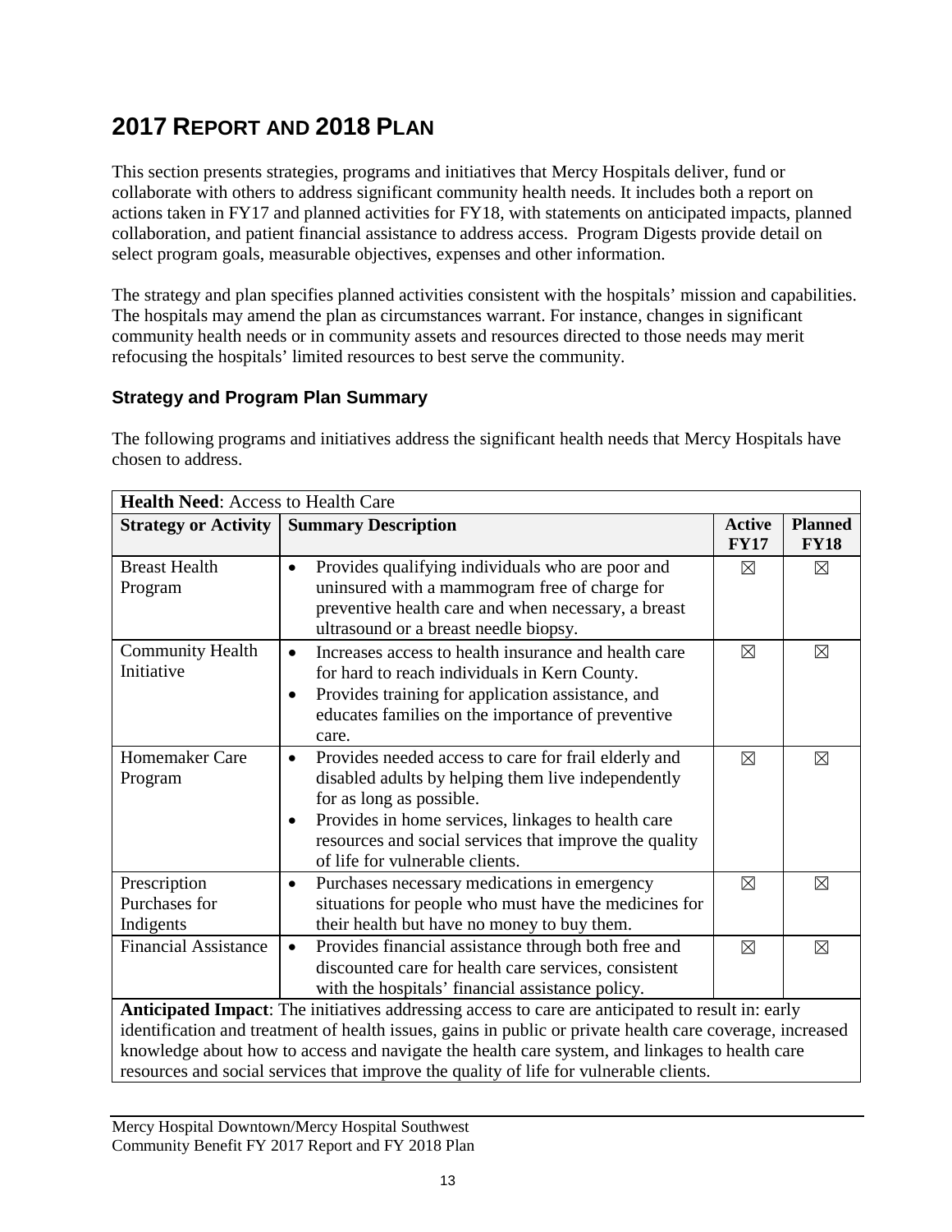# 2017 Report and 2018 Plan

This section presents strategies, programs and initiatives that Mercy Hospitals deliver, fund or collaborate with others to address significant community health needs. It includes both a report on actions taken in FY17 and planned activities for FY18, with statements on anticipated impacts, planned collaboration, and patient financial assistance to address access. Program Digests provide detail on select program goals, measurable objectives, expenses and other information.

The strategy and plan specifies planned activities consistent with the hospitals' mission and capabilities. The hospitals may amend the plan as circumstances warrant. For instance, changes in significant community health needs or in community assets and resources directed to those needs may merit refocusing the hospitals' limited resources to best serve the community.

## Strategy and Program Plan Summary

The following programs and initiatives address the significant health needs that Mercy Hospitals have chosen to address.

| **Health Need**: Access to Health Care | | | |
|---|---|---|---|
| **Strategy or Activity** | **Summary Description** | **Active FY17** | **Planned FY18** |
| Breast Health Program | • Provides qualifying individuals who are poor and uninsured with a mammogram free of charge for preventive health care and when necessary, a breast ultrasound or a breast needle biopsy. | ☒ | ☒ |
| Community Health Initiative | • Increases access to health insurance and health care for hard to reach individuals in Kern County.<br>• Provides training for application assistance, and educates families on the importance of preventive care. | ☒ | ☒ |
| Homemaker Care Program | • Provides needed access to care for frail elderly and disabled adults by helping them live independently for as long as possible.<br>• Provides in home services, linkages to health care resources and social services that improve the quality of life for vulnerable clients. | ☒ | ☒ |
| Prescription Purchases for Indigents | • Purchases necessary medications in emergency situations for people who must have the medicines for their health but have no money to buy them. | ☒ | ☒ |
| Financial Assistance | • Provides financial assistance through both free and discounted care for health care services, consistent with the hospitals' financial assistance policy. | ☒ | ☒ |
| **Anticipated Impact**: The initiatives addressing access to care are anticipated to result in: early identification and treatment of health issues, gains in public or private health care coverage, increased knowledge about how to access and navigate the health care system, and linkages to health care resources and social services that improve the quality of life for vulnerable clients. | | | |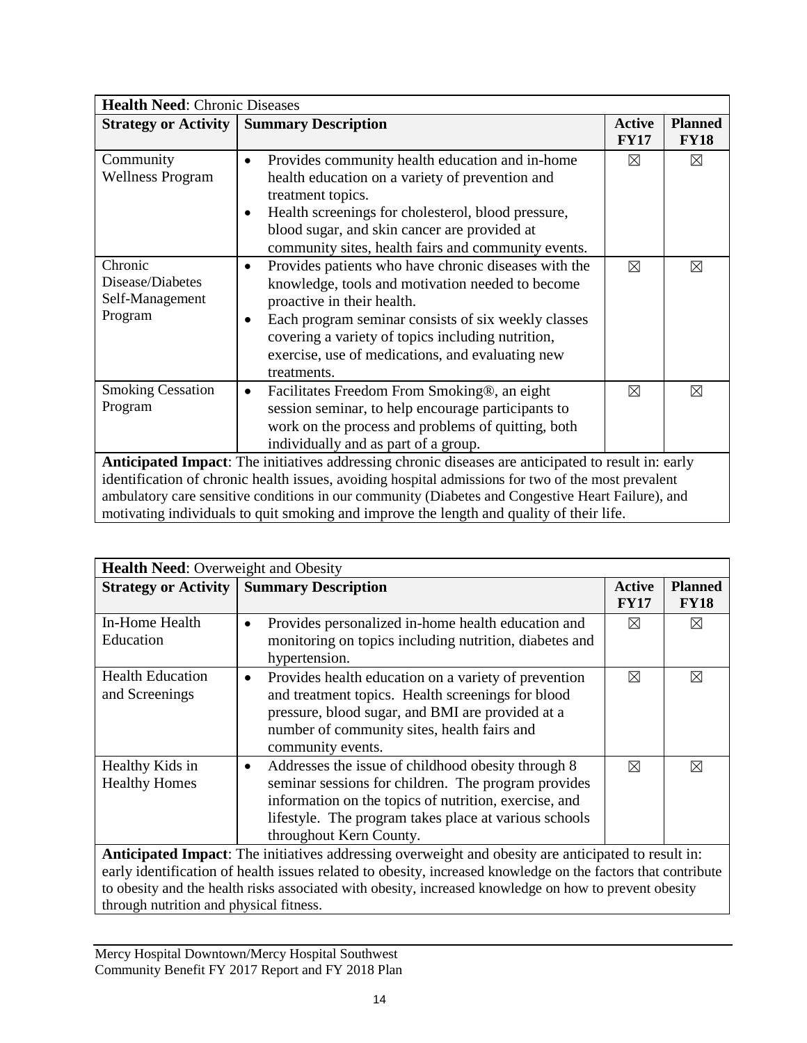| **Health Need**: Chronic Diseases | | | |
|---|---|---|---|
| **Strategy or Activity** | **Summary Description** | **Active FY17** | **Planned FY18** |
| Community Wellness Program | • Provides community health education and in-home health education on a variety of prevention and treatment topics.<br>• Health screenings for cholesterol, blood pressure, blood sugar, and skin cancer are provided at community sites, health fairs and community events. | ☒ | ☒ |
| Chronic Disease/Diabetes Self-Management Program | • Provides patients who have chronic diseases with the knowledge, tools and motivation needed to become proactive in their health.<br>• Each program seminar consists of six weekly classes covering a variety of topics including nutrition, exercise, use of medications, and evaluating new treatments. | ☒ | ☒ |
| Smoking Cessation Program | • Facilitates Freedom From Smoking®, an eight session seminar, to help encourage participants to work on the process and problems of quitting, both individually and as part of a group. | ☒ | ☒ |
| **Anticipated Impact**: The initiatives addressing chronic diseases are anticipated to result in: early identification of chronic health issues, avoiding hospital admissions for two of the most prevalent ambulatory care sensitive conditions in our community (Diabetes and Congestive Heart Failure), and motivating individuals to quit smoking and improve the length and quality of their life. | | | |

| **Health Need**: Overweight and Obesity | | | |
|---|---|---|---|
| **Strategy or Activity** | **Summary Description** | **Active FY17** | **Planned FY18** |
| In-Home Health Education | • Provides personalized in-home health education and monitoring on topics including nutrition, diabetes and hypertension. | ☒ | ☒ |
| Health Education and Screenings | • Provides health education on a variety of prevention and treatment topics. Health screenings for blood pressure, blood sugar, and BMI are provided at a number of community sites, health fairs and community events. | ☒ | ☒ |
| Healthy Kids in Healthy Homes | • Addresses the issue of childhood obesity through 8 seminar sessions for children. The program provides information on the topics of nutrition, exercise, and lifestyle. The program takes place at various schools throughout Kern County. | ☒ | ☒ |
| **Anticipated Impact**: The initiatives addressing overweight and obesity are anticipated to result in: early identification of health issues related to obesity, increased knowledge on the factors that contribute to obesity and the health risks associated with obesity, increased knowledge on how to prevent obesity through nutrition and physical fitness. | | | |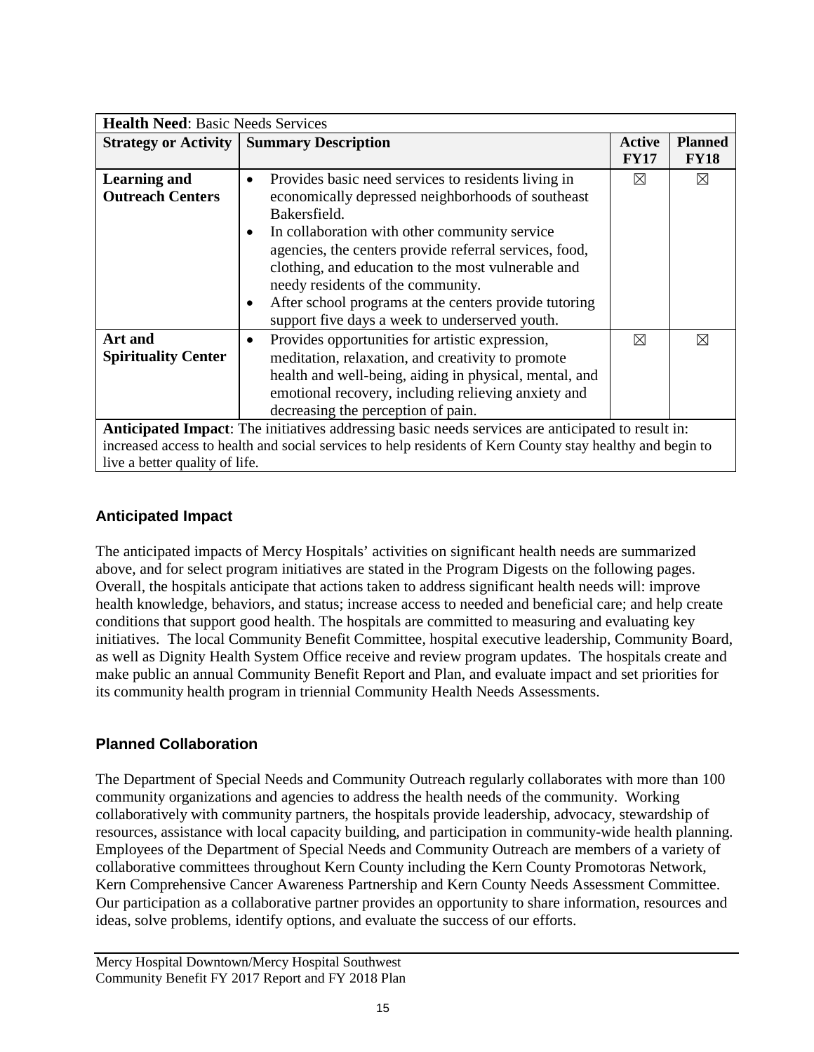| **Health Need**: Basic Needs Services | | | |
|---|---|---|---|
| **Strategy or Activity** | **Summary Description** | **Active FY17** | **Planned FY18** |
| **Learning and Outreach Centers** | • Provides basic need services to residents living in economically depressed neighborhoods of southeast Bakersfield.<br>• In collaboration with other community service agencies, the centers provide referral services, food, clothing, and education to the most vulnerable and needy residents of the community.<br>• After school programs at the centers provide tutoring support five days a week to underserved youth. | ☒ | ☒ |
| **Art and Spirituality Center** | • Provides opportunities for artistic expression, meditation, relaxation, and creativity to promote health and well-being, aiding in physical, mental, and emotional recovery, including relieving anxiety and decreasing the perception of pain. | ☒ | ☒ |
| **Anticipated Impact**: The initiatives addressing basic needs services are anticipated to result in: increased access to health and social services to help residents of Kern County stay healthy and begin to live a better quality of life. | | | |

## Anticipated Impact

The anticipated impacts of Mercy Hospitals' activities on significant health needs are summarized above, and for select program initiatives are stated in the Program Digests on the following pages. Overall, the hospitals anticipate that actions taken to address significant health needs will: improve health knowledge, behaviors, and status; increase access to needed and beneficial care; and help create conditions that support good health. The hospitals are committed to measuring and evaluating key initiatives. The local Community Benefit Committee, hospital executive leadership, Community Board, as well as Dignity Health System Office receive and review program updates. The hospitals create and make public an annual Community Benefit Report and Plan, and evaluate impact and set priorities for its community health program in triennial Community Health Needs Assessments.

## Planned Collaboration

The Department of Special Needs and Community Outreach regularly collaborates with more than 100 community organizations and agencies to address the health needs of the community. Working collaboratively with community partners, the hospitals provide leadership, advocacy, stewardship of resources, assistance with local capacity building, and participation in community-wide health planning. Employees of the Department of Special Needs and Community Outreach are members of a variety of collaborative committees throughout Kern County including the Kern County Promotoras Network, Kern Comprehensive Cancer Awareness Partnership and Kern County Needs Assessment Committee. Our participation as a collaborative partner provides an opportunity to share information, resources and ideas, solve problems, identify options, and evaluate the success of our efforts.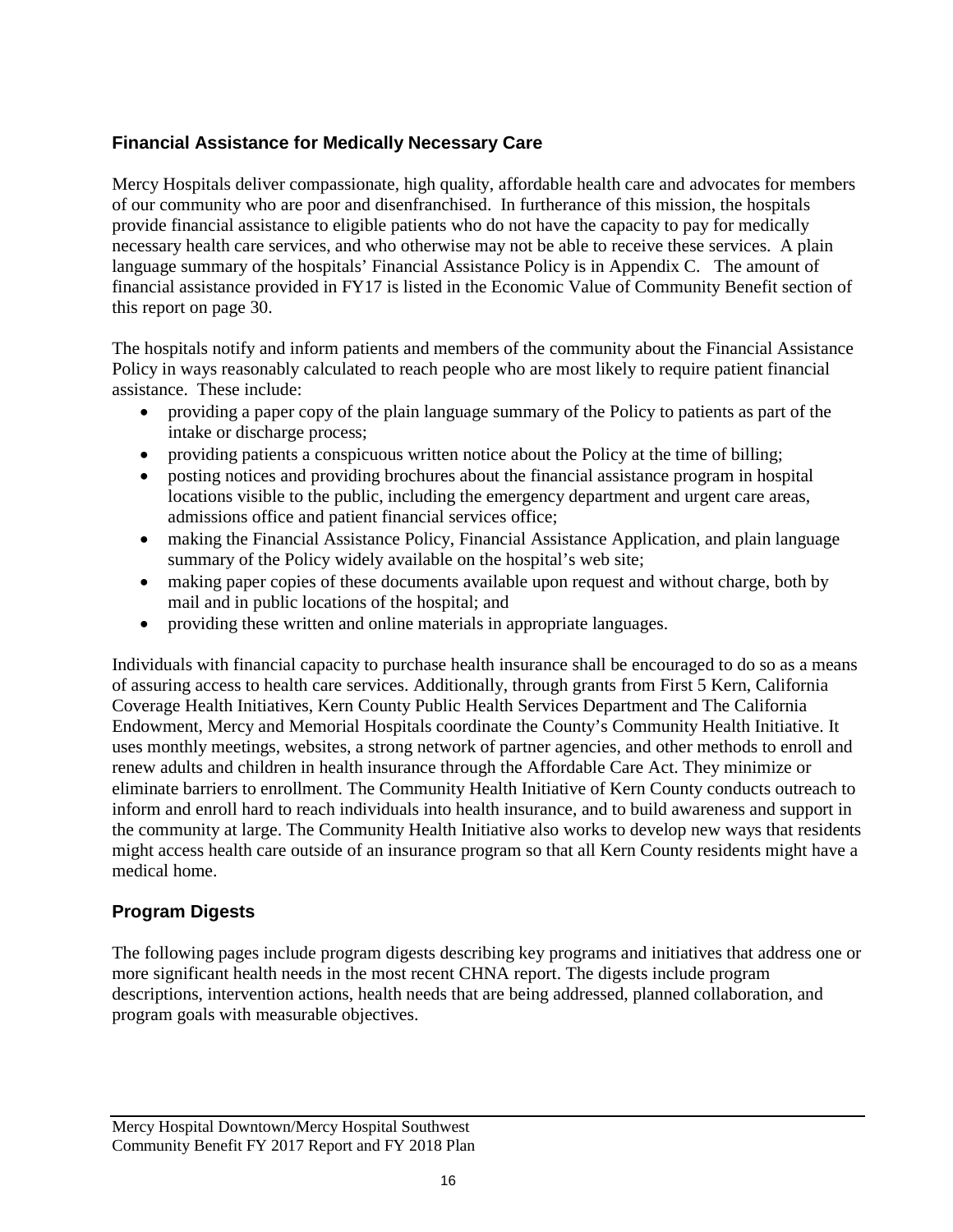## Financial Assistance for Medically Necessary Care

Mercy Hospitals deliver compassionate, high quality, affordable health care and advocates for members of our community who are poor and disenfranchised. In furtherance of this mission, the hospitals provide financial assistance to eligible patients who do not have the capacity to pay for medically necessary health care services, and who otherwise may not be able to receive these services. A plain language summary of the hospitals' Financial Assistance Policy is in Appendix C. The amount of financial assistance provided in FY17 is listed in the Economic Value of Community Benefit section of this report on page 30.

The hospitals notify and inform patients and members of the community about the Financial Assistance Policy in ways reasonably calculated to reach people who are most likely to require patient financial assistance. These include:

- providing a paper copy of the plain language summary of the Policy to patients as part of the intake or discharge process;
- providing patients a conspicuous written notice about the Policy at the time of billing;
- posting notices and providing brochures about the financial assistance program in hospital locations visible to the public, including the emergency department and urgent care areas, admissions office and patient financial services office;
- making the Financial Assistance Policy, Financial Assistance Application, and plain language summary of the Policy widely available on the hospital's web site;
- making paper copies of these documents available upon request and without charge, both by mail and in public locations of the hospital; and
- providing these written and online materials in appropriate languages.

Individuals with financial capacity to purchase health insurance shall be encouraged to do so as a means of assuring access to health care services. Additionally, through grants from First 5 Kern, California Coverage Health Initiatives, Kern County Public Health Services Department and The California Endowment, Mercy and Memorial Hospitals coordinate the County's Community Health Initiative. It uses monthly meetings, websites, a strong network of partner agencies, and other methods to enroll and renew adults and children in health insurance through the Affordable Care Act. They minimize or eliminate barriers to enrollment. The Community Health Initiative of Kern County conducts outreach to inform and enroll hard to reach individuals into health insurance, and to build awareness and support in the community at large. The Community Health Initiative also works to develop new ways that residents might access health care outside of an insurance program so that all Kern County residents might have a medical home.

## Program Digests

The following pages include program digests describing key programs and initiatives that address one or more significant health needs in the most recent CHNA report. The digests include program descriptions, intervention actions, health needs that are being addressed, planned collaboration, and program goals with measurable objectives.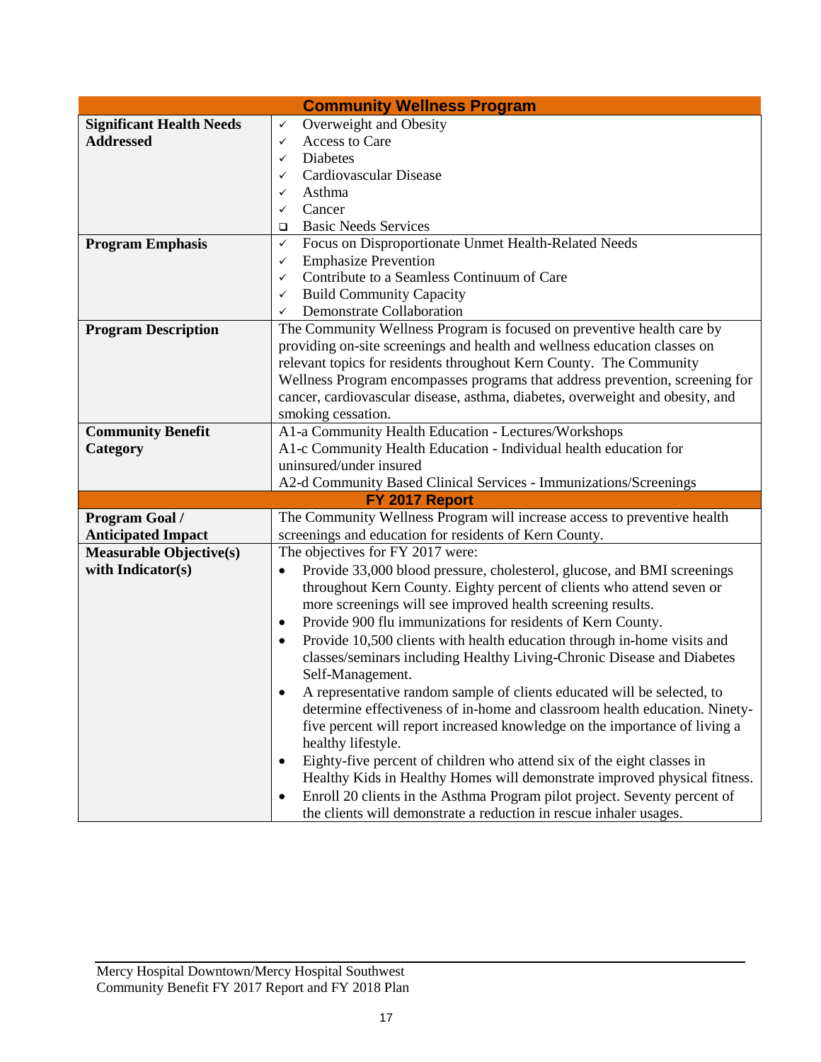| Community Wellness Program | |
|---|---|
| **Significant Health Needs Addressed** | ✓ Overweight and Obesity<br>✓ Access to Care<br>✓ Diabetes<br>✓ Cardiovascular Disease<br>✓ Asthma<br>✓ Cancer<br>❑ Basic Needs Services |
| **Program Emphasis** | ✓ Focus on Disproportionate Unmet Health-Related Needs<br>✓ Emphasize Prevention<br>✓ Contribute to a Seamless Continuum of Care<br>✓ Build Community Capacity<br>✓ Demonstrate Collaboration |
| **Program Description** | The Community Wellness Program is focused on preventive health care by providing on-site screenings and health and wellness education classes on relevant topics for residents throughout Kern County. The Community Wellness Program encompasses programs that address prevention, screening for cancer, cardiovascular disease, asthma, diabetes, overweight and obesity, and smoking cessation. |
| **Community Benefit Category** | A1-a Community Health Education - Lectures/Workshops<br>A1-c Community Health Education - Individual health education for uninsured/under insured<br>A2-d Community Based Clinical Services - Immunizations/Screenings |
| **FY 2017 Report** | |
| **Program Goal / Anticipated Impact** | The Community Wellness Program will increase access to preventive health screenings and education for residents of Kern County. |
| **Measurable Objective(s) with Indicator(s)** | The objectives for FY 2017 were:<br>• Provide 33,000 blood pressure, cholesterol, glucose, and BMI screenings throughout Kern County. Eighty percent of clients who attend seven or more screenings will see improved health screening results.<br>• Provide 900 flu immunizations for residents of Kern County.<br>• Provide 10,500 clients with health education through in-home visits and classes/seminars including Healthy Living-Chronic Disease and Diabetes Self-Management.<br>• A representative random sample of clients educated will be selected, to determine effectiveness of in-home and classroom health education. Ninety-five percent will report increased knowledge on the importance of living a healthy lifestyle.<br>• Eighty-five percent of children who attend six of the eight classes in Healthy Kids in Healthy Homes will demonstrate improved physical fitness.<br>• Enroll 20 clients in the Asthma Program pilot project. Seventy percent of the clients will demonstrate a reduction in rescue inhaler usages. |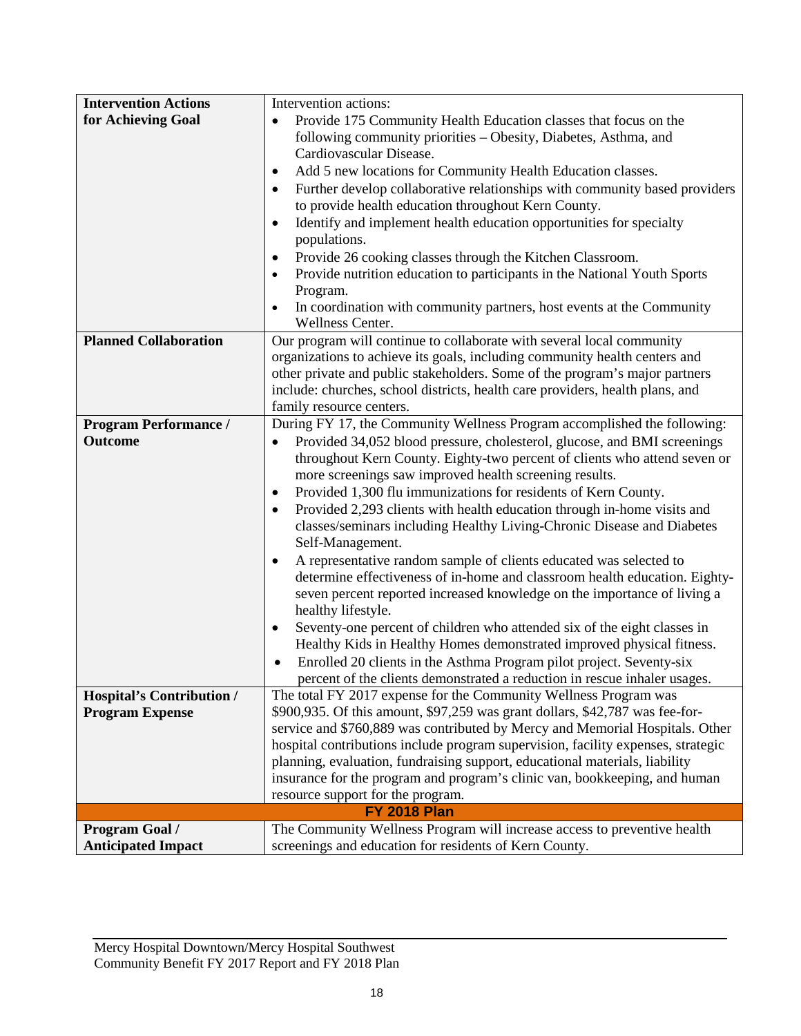| | |
|---|---|
| **Intervention Actions for Achieving Goal** | Intervention actions:<br>• Provide 175 Community Health Education classes that focus on the following community priorities – Obesity, Diabetes, Asthma, and Cardiovascular Disease.<br>• Add 5 new locations for Community Health Education classes.<br>• Further develop collaborative relationships with community based providers to provide health education throughout Kern County.<br>• Identify and implement health education opportunities for specialty populations.<br>• Provide 26 cooking classes through the Kitchen Classroom.<br>• Provide nutrition education to participants in the National Youth Sports Program.<br>• In coordination with community partners, host events at the Community Wellness Center. |
| **Planned Collaboration** | Our program will continue to collaborate with several local community organizations to achieve its goals, including community health centers and other private and public stakeholders. Some of the program's major partners include: churches, school districts, health care providers, health plans, and family resource centers. |
| **Program Performance / Outcome** | During FY 17, the Community Wellness Program accomplished the following:<br>• Provided 34,052 blood pressure, cholesterol, glucose, and BMI screenings throughout Kern County. Eighty-two percent of clients who attend seven or more screenings saw improved health screening results.<br>• Provided 1,300 flu immunizations for residents of Kern County.<br>• Provided 2,293 clients with health education through in-home visits and classes/seminars including Healthy Living-Chronic Disease and Diabetes Self-Management.<br>• A representative random sample of clients educated was selected to determine effectiveness of in-home and classroom health education. Eighty-seven percent reported increased knowledge on the importance of living a healthy lifestyle.<br>• Seventy-one percent of children who attended six of the eight classes in Healthy Kids in Healthy Homes demonstrated improved physical fitness.<br>• Enrolled 20 clients in the Asthma Program pilot project. Seventy-six percent of the clients demonstrated a reduction in rescue inhaler usages. |
| **Hospital's Contribution / Program Expense** | The total FY 2017 expense for the Community Wellness Program was $900,935. Of this amount, $97,259 was grant dollars, $42,787 was fee-for-service and $760,889 was contributed by Mercy and Memorial Hospitals. Other hospital contributions include program supervision, facility expenses, strategic planning, evaluation, fundraising support, educational materials, liability insurance for the program and program's clinic van, bookkeeping, and human resource support for the program. |
| **FY 2018 Plan** | |
| **Program Goal / Anticipated Impact** | The Community Wellness Program will increase access to preventive health screenings and education for residents of Kern County. |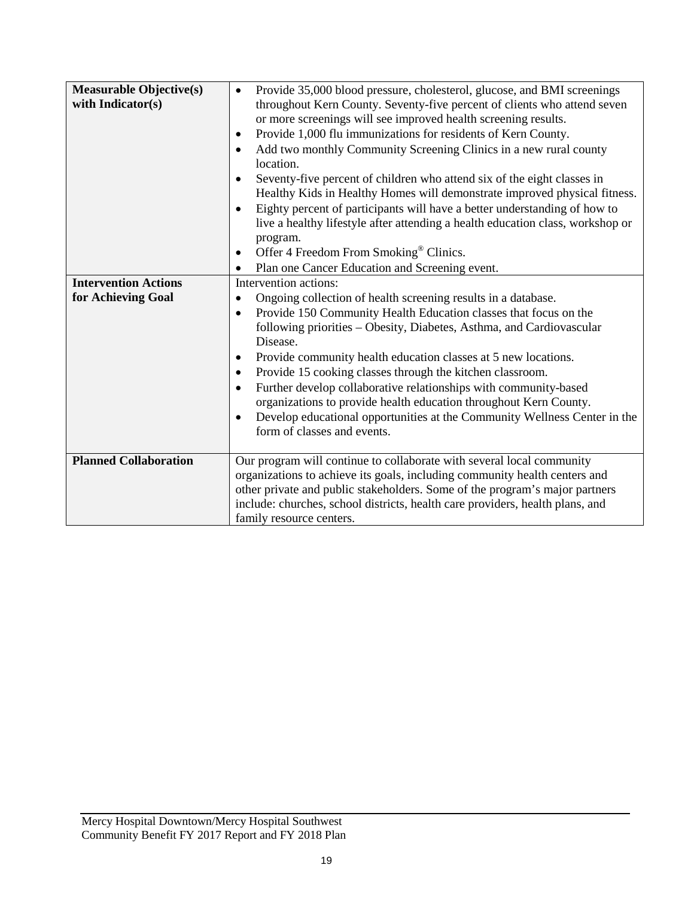| | |
|---|---|
| **Measurable Objective(s) with Indicator(s)** | • Provide 35,000 blood pressure, cholesterol, glucose, and BMI screenings throughout Kern County. Seventy-five percent of clients who attend seven or more screenings will see improved health screening results.<br>• Provide 1,000 flu immunizations for residents of Kern County.<br>• Add two monthly Community Screening Clinics in a new rural county location.<br>• Seventy-five percent of children who attend six of the eight classes in Healthy Kids in Healthy Homes will demonstrate improved physical fitness.<br>• Eighty percent of participants will have a better understanding of how to live a healthy lifestyle after attending a health education class, workshop or program.<br>• Offer 4 Freedom From Smoking® Clinics.<br>• Plan one Cancer Education and Screening event. |
| **Intervention Actions for Achieving Goal** | Intervention actions:<br>• Ongoing collection of health screening results in a database.<br>• Provide 150 Community Health Education classes that focus on the following priorities – Obesity, Diabetes, Asthma, and Cardiovascular Disease.<br>• Provide community health education classes at 5 new locations.<br>• Provide 15 cooking classes through the kitchen classroom.<br>• Further develop collaborative relationships with community-based organizations to provide health education throughout Kern County.<br>• Develop educational opportunities at the Community Wellness Center in the form of classes and events. |
| **Planned Collaboration** | Our program will continue to collaborate with several local community organizations to achieve its goals, including community health centers and other private and public stakeholders. Some of the program's major partners include: churches, school districts, health care providers, health plans, and family resource centers. |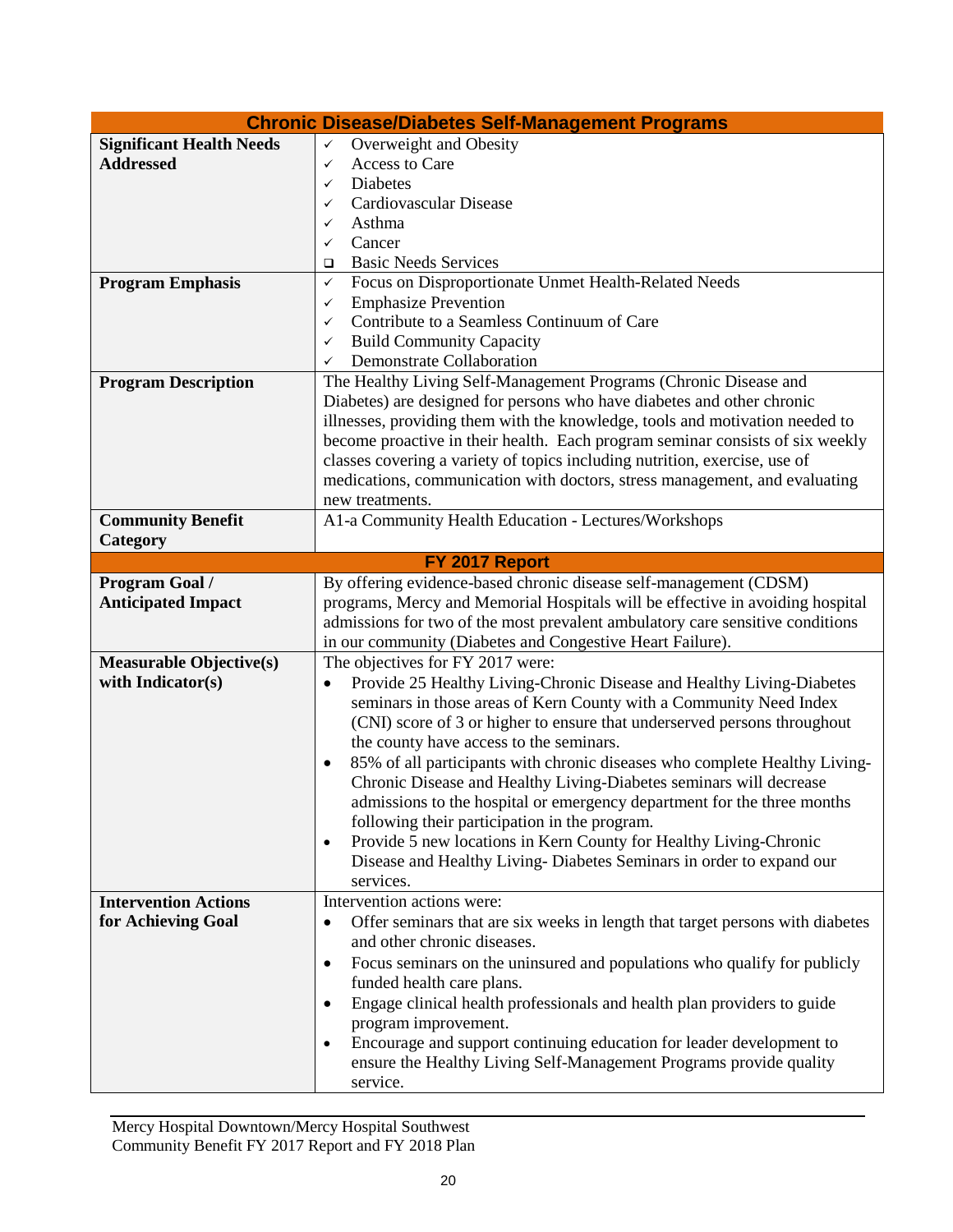| Chronic Disease/Diabetes Self-Management Programs | |
|---|---|
| **Significant Health Needs Addressed** | ✓ Overweight and Obesity<br>✓ Access to Care<br>✓ Diabetes<br>✓ Cardiovascular Disease<br>✓ Asthma<br>✓ Cancer<br>❑ Basic Needs Services |
| **Program Emphasis** | ✓ Focus on Disproportionate Unmet Health-Related Needs<br>✓ Emphasize Prevention<br>✓ Contribute to a Seamless Continuum of Care<br>✓ Build Community Capacity<br>✓ Demonstrate Collaboration |
| **Program Description** | The Healthy Living Self-Management Programs (Chronic Disease and Diabetes) are designed for persons who have diabetes and other chronic illnesses, providing them with the knowledge, tools and motivation needed to become proactive in their health. Each program seminar consists of six weekly classes covering a variety of topics including nutrition, exercise, use of medications, communication with doctors, stress management, and evaluating new treatments. |
| **Community Benefit Category** | A1-a Community Health Education - Lectures/Workshops |
| **FY 2017 Report** | |
| **Program Goal / Anticipated Impact** | By offering evidence-based chronic disease self-management (CDSM) programs, Mercy and Memorial Hospitals will be effective in avoiding hospital admissions for two of the most prevalent ambulatory care sensitive conditions in our community (Diabetes and Congestive Heart Failure). |
| **Measurable Objective(s) with Indicator(s)** | The objectives for FY 2017 were:<br>• Provide 25 Healthy Living-Chronic Disease and Healthy Living-Diabetes seminars in those areas of Kern County with a Community Need Index (CNI) score of 3 or higher to ensure that underserved persons throughout the county have access to the seminars.<br>• 85% of all participants with chronic diseases who complete Healthy Living-Chronic Disease and Healthy Living-Diabetes seminars will decrease admissions to the hospital or emergency department for the three months following their participation in the program.<br>• Provide 5 new locations in Kern County for Healthy Living-Chronic Disease and Healthy Living- Diabetes Seminars in order to expand our services. |
| **Intervention Actions for Achieving Goal** | Intervention actions were:<br>• Offer seminars that are six weeks in length that target persons with diabetes and other chronic diseases.<br>• Focus seminars on the uninsured and populations who qualify for publicly funded health care plans.<br>• Engage clinical health professionals and health plan providers to guide program improvement.<br>• Encourage and support continuing education for leader development to ensure the Healthy Living Self-Management Programs provide quality service. |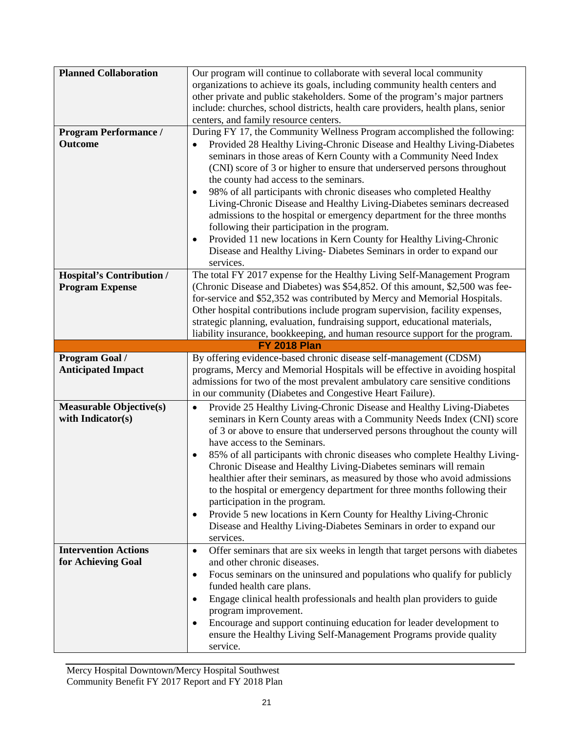| | |
|---|---|
| **Planned Collaboration** | Our program will continue to collaborate with several local community organizations to achieve its goals, including community health centers and other private and public stakeholders. Some of the program's major partners include: churches, school districts, health care providers, health plans, senior centers, and family resource centers. |
| **Program Performance / Outcome** | During FY 17, the Community Wellness Program accomplished the following:<br>• Provided 28 Healthy Living-Chronic Disease and Healthy Living-Diabetes seminars in those areas of Kern County with a Community Need Index (CNI) score of 3 or higher to ensure that underserved persons throughout the county had access to the seminars.<br>• 98% of all participants with chronic diseases who completed Healthy Living-Chronic Disease and Healthy Living-Diabetes seminars decreased admissions to the hospital or emergency department for the three months following their participation in the program.<br>• Provided 11 new locations in Kern County for Healthy Living-Chronic Disease and Healthy Living- Diabetes Seminars in order to expand our services. |
| **Hospital's Contribution / Program Expense** | The total FY 2017 expense for the Healthy Living Self-Management Program (Chronic Disease and Diabetes) was $54,852. Of this amount, $2,500 was fee-for-service and $52,352 was contributed by Mercy and Memorial Hospitals. Other hospital contributions include program supervision, facility expenses, strategic planning, evaluation, fundraising support, educational materials, liability insurance, bookkeeping, and human resource support for the program. |
| **FY 2018 Plan** | |
| **Program Goal / Anticipated Impact** | By offering evidence-based chronic disease self-management (CDSM) programs, Mercy and Memorial Hospitals will be effective in avoiding hospital admissions for two of the most prevalent ambulatory care sensitive conditions in our community (Diabetes and Congestive Heart Failure). |
| **Measurable Objective(s) with Indicator(s)** | • Provide 25 Healthy Living-Chronic Disease and Healthy Living-Diabetes seminars in Kern County areas with a Community Needs Index (CNI) score of 3 or above to ensure that underserved persons throughout the county will have access to the Seminars.<br>• 85% of all participants with chronic diseases who complete Healthy Living-Chronic Disease and Healthy Living-Diabetes seminars will remain healthier after their seminars, as measured by those who avoid admissions to the hospital or emergency department for three months following their participation in the program.<br>• Provide 5 new locations in Kern County for Healthy Living-Chronic Disease and Healthy Living-Diabetes Seminars in order to expand our services. |
| **Intervention Actions for Achieving Goal** | • Offer seminars that are six weeks in length that target persons with diabetes and other chronic diseases.<br>• Focus seminars on the uninsured and populations who qualify for publicly funded health care plans.<br>• Engage clinical health professionals and health plan providers to guide program improvement.<br>• Encourage and support continuing education for leader development to ensure the Healthy Living Self-Management Programs provide quality service. |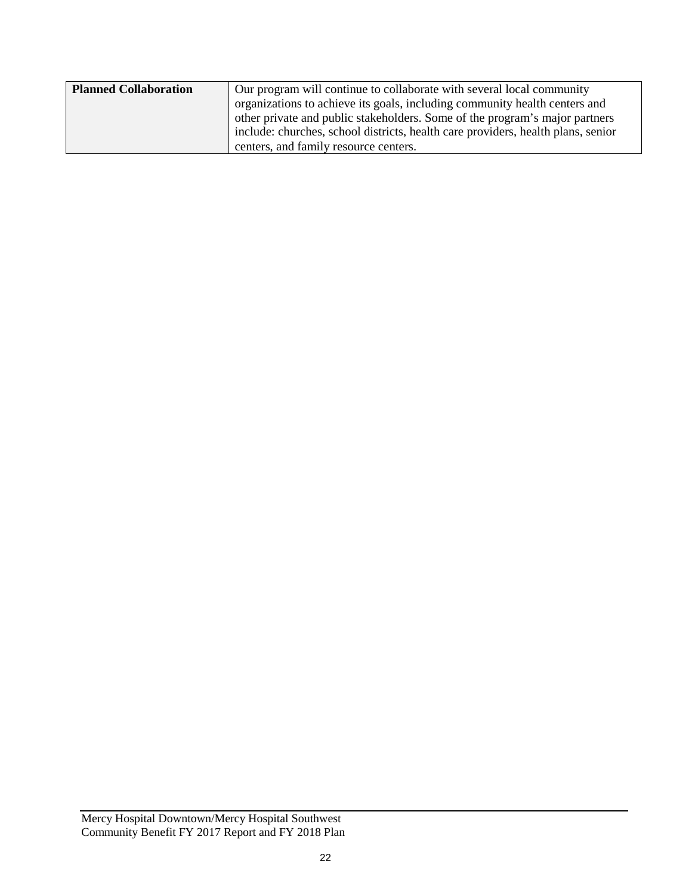| **Planned Collaboration** | Our program will continue to collaborate with several local community organizations to achieve its goals, including community health centers and other private and public stakeholders. Some of the program's major partners include: churches, school districts, health care providers, health plans, senior centers, and family resource centers. |
|---|---|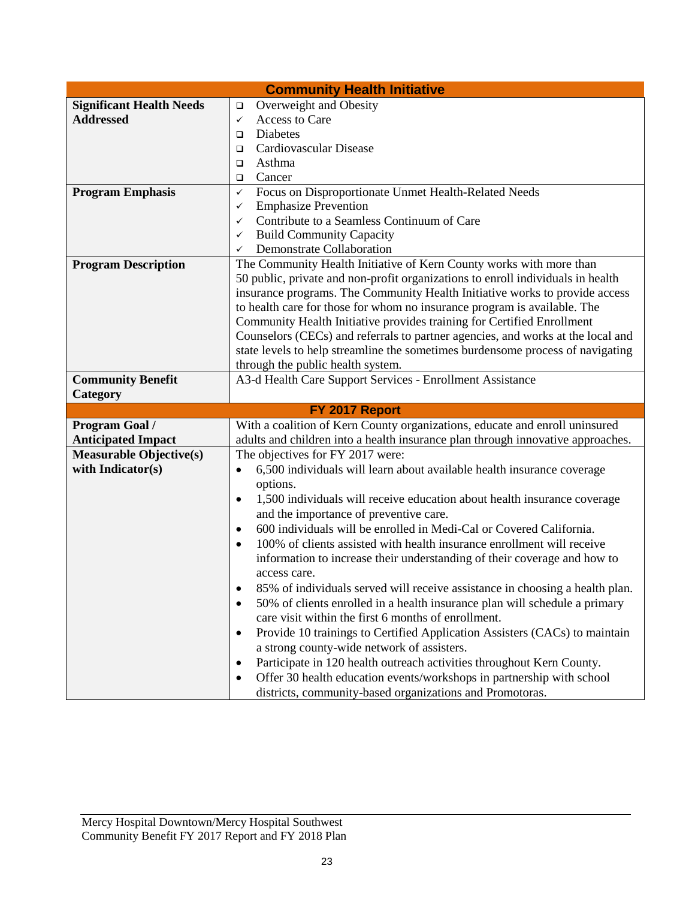| Community Health Initiative | |
|---|---|
| **Significant Health Needs Addressed** | ❑ Overweight and Obesity<br>✓ Access to Care<br>❑ Diabetes<br>❑ Cardiovascular Disease<br>❑ Asthma<br>❑ Cancer |
| **Program Emphasis** | ✓ Focus on Disproportionate Unmet Health-Related Needs<br>✓ Emphasize Prevention<br>✓ Contribute to a Seamless Continuum of Care<br>✓ Build Community Capacity<br>✓ Demonstrate Collaboration |
| **Program Description** | The Community Health Initiative of Kern County works with more than 50 public, private and non-profit organizations to enroll individuals in health insurance programs. The Community Health Initiative works to provide access to health care for those for whom no insurance program is available. The Community Health Initiative provides training for Certified Enrollment Counselors (CECs) and referrals to partner agencies, and works at the local and state levels to help streamline the sometimes burdensome process of navigating through the public health system. |
| **Community Benefit Category** | A3-d Health Care Support Services - Enrollment Assistance |
| **FY 2017 Report** | |
| **Program Goal / Anticipated Impact** | With a coalition of Kern County organizations, educate and enroll uninsured adults and children into a health insurance plan through innovative approaches. |
| **Measurable Objective(s) with Indicator(s)** | The objectives for FY 2017 were:<br>• 6,500 individuals will learn about available health insurance coverage options.<br>• 1,500 individuals will receive education about health insurance coverage and the importance of preventive care.<br>• 600 individuals will be enrolled in Medi-Cal or Covered California.<br>• 100% of clients assisted with health insurance enrollment will receive information to increase their understanding of their coverage and how to access care.<br>• 85% of individuals served will receive assistance in choosing a health plan.<br>• 50% of clients enrolled in a health insurance plan will schedule a primary care visit within the first 6 months of enrollment.<br>• Provide 10 trainings to Certified Application Assisters (CACs) to maintain a strong county-wide network of assisters.<br>• Participate in 120 health outreach activities throughout Kern County.<br>• Offer 30 health education events/workshops in partnership with school districts, community-based organizations and Promotoras. |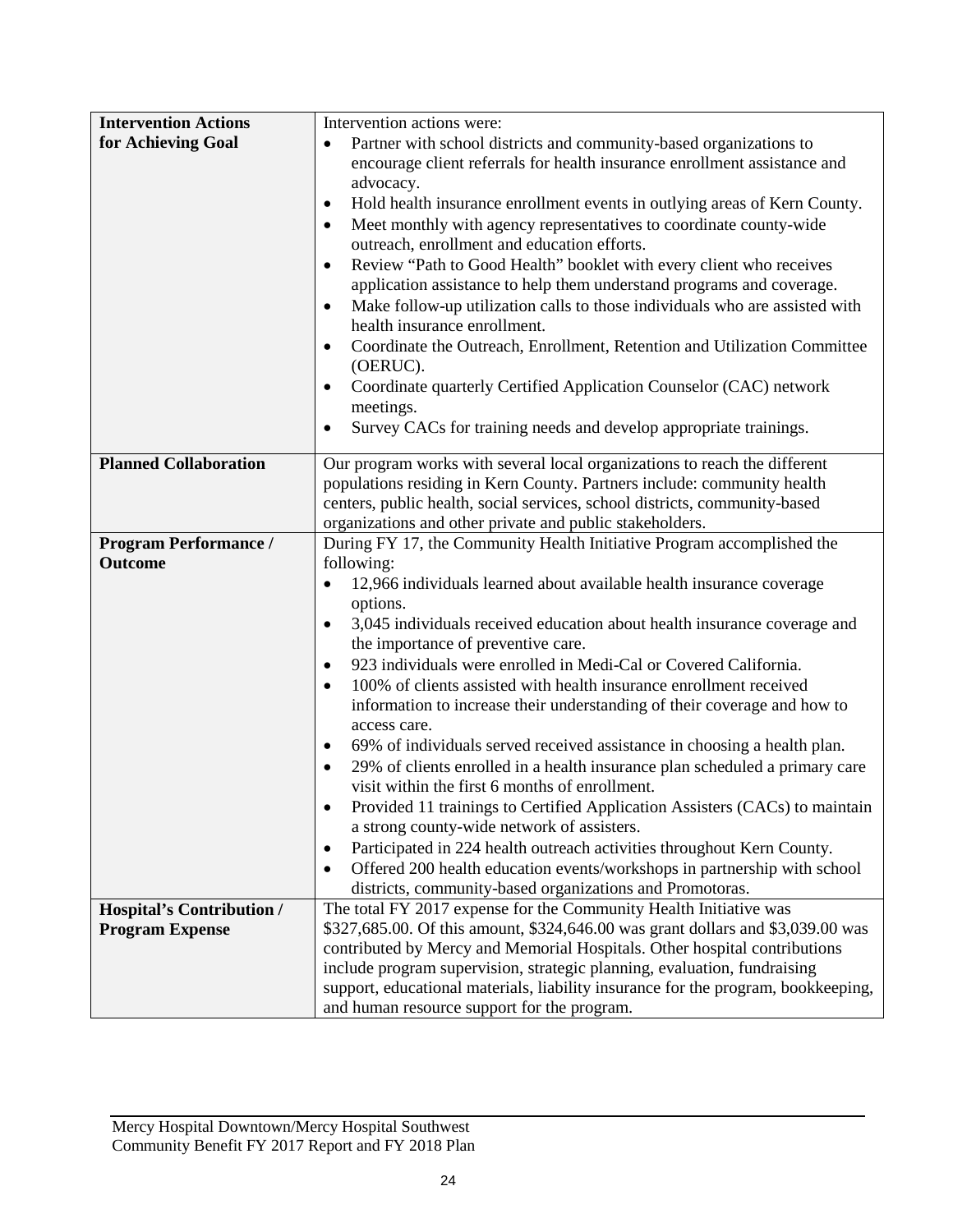| | |
|---|---|
| **Intervention Actions for Achieving Goal** | Intervention actions were:<br>• Partner with school districts and community-based organizations to encourage client referrals for health insurance enrollment assistance and advocacy.<br>• Hold health insurance enrollment events in outlying areas of Kern County.<br>• Meet monthly with agency representatives to coordinate county-wide outreach, enrollment and education efforts.<br>• Review "Path to Good Health" booklet with every client who receives application assistance to help them understand programs and coverage.<br>• Make follow-up utilization calls to those individuals who are assisted with health insurance enrollment.<br>• Coordinate the Outreach, Enrollment, Retention and Utilization Committee (OERUC).<br>• Coordinate quarterly Certified Application Counselor (CAC) network meetings.<br>• Survey CACs for training needs and develop appropriate trainings. |
| **Planned Collaboration** | Our program works with several local organizations to reach the different populations residing in Kern County. Partners include: community health centers, public health, social services, school districts, community-based organizations and other private and public stakeholders. |
| **Program Performance / Outcome** | During FY 17, the Community Health Initiative Program accomplished the following:<br>• 12,966 individuals learned about available health insurance coverage options.<br>• 3,045 individuals received education about health insurance coverage and the importance of preventive care.<br>• 923 individuals were enrolled in Medi-Cal or Covered California.<br>• 100% of clients assisted with health insurance enrollment received information to increase their understanding of their coverage and how to access care.<br>• 69% of individuals served received assistance in choosing a health plan.<br>• 29% of clients enrolled in a health insurance plan scheduled a primary care visit within the first 6 months of enrollment.<br>• Provided 11 trainings to Certified Application Assisters (CACs) to maintain a strong county-wide network of assisters.<br>• Participated in 224 health outreach activities throughout Kern County.<br>• Offered 200 health education events/workshops in partnership with school districts, community-based organizations and Promotoras. |
| **Hospital's Contribution / Program Expense** | The total FY 2017 expense for the Community Health Initiative was $327,685.00. Of this amount, $324,646.00 was grant dollars and $3,039.00 was contributed by Mercy and Memorial Hospitals. Other hospital contributions include program supervision, strategic planning, evaluation, fundraising support, educational materials, liability insurance for the program, bookkeeping, and human resource support for the program. |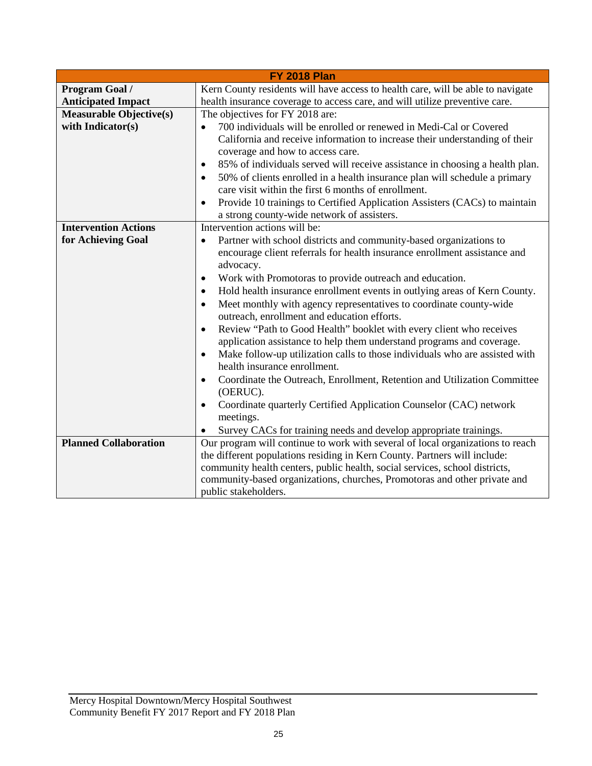| FY 2018 Plan | |
|---|---|
| **Program Goal / Anticipated Impact** | Kern County residents will have access to health care, will be able to navigate health insurance coverage to access care, and will utilize preventive care. |
| **Measurable Objective(s) with Indicator(s)** | The objectives for FY 2018 are:<br>• 700 individuals will be enrolled or renewed in Medi-Cal or Covered California and receive information to increase their understanding of their coverage and how to access care.<br>• 85% of individuals served will receive assistance in choosing a health plan.<br>• 50% of clients enrolled in a health insurance plan will schedule a primary care visit within the first 6 months of enrollment.<br>• Provide 10 trainings to Certified Application Assisters (CACs) to maintain a strong county-wide network of assisters. |
| **Intervention Actions for Achieving Goal** | Intervention actions will be:<br>• Partner with school districts and community-based organizations to encourage client referrals for health insurance enrollment assistance and advocacy.<br>• Work with Promotoras to provide outreach and education.<br>• Hold health insurance enrollment events in outlying areas of Kern County.<br>• Meet monthly with agency representatives to coordinate county-wide outreach, enrollment and education efforts.<br>• Review "Path to Good Health" booklet with every client who receives application assistance to help them understand programs and coverage.<br>• Make follow-up utilization calls to those individuals who are assisted with health insurance enrollment.<br>• Coordinate the Outreach, Enrollment, Retention and Utilization Committee (OERUC).<br>• Coordinate quarterly Certified Application Counselor (CAC) network meetings.<br>• Survey CACs for training needs and develop appropriate trainings. |
| **Planned Collaboration** | Our program will continue to work with several of local organizations to reach the different populations residing in Kern County. Partners will include: community health centers, public health, social services, school districts, community-based organizations, churches, Promotoras and other private and public stakeholders. |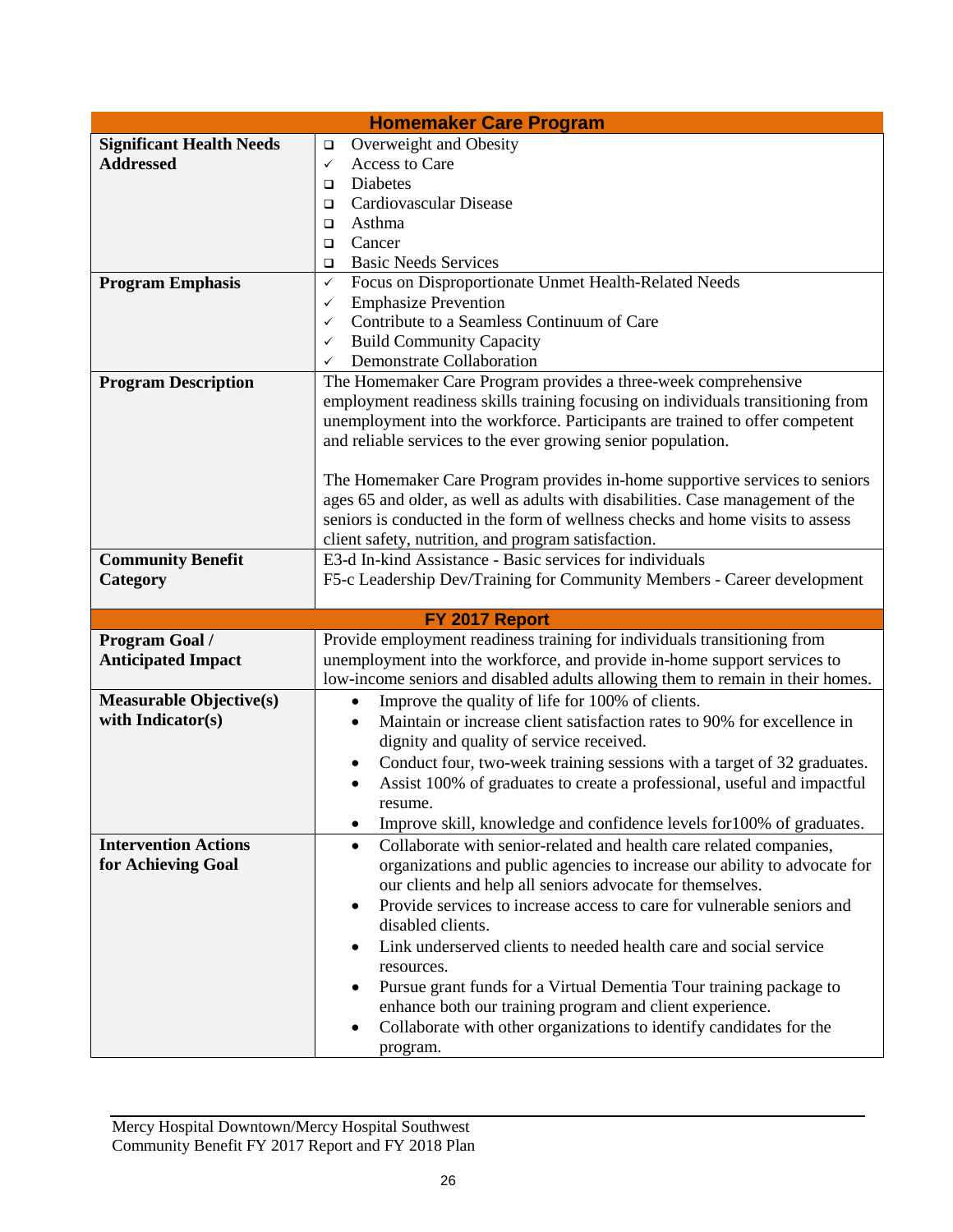| Homemaker Care Program | |
|---|---|
| **Significant Health Needs Addressed** | ❑ Overweight and Obesity<br>✓ Access to Care<br>❑ Diabetes<br>❑ Cardiovascular Disease<br>❑ Asthma<br>❑ Cancer<br>❑ Basic Needs Services |
| **Program Emphasis** | ✓ Focus on Disproportionate Unmet Health-Related Needs<br>✓ Emphasize Prevention<br>✓ Contribute to a Seamless Continuum of Care<br>✓ Build Community Capacity<br>✓ Demonstrate Collaboration |
| **Program Description** | The Homemaker Care Program provides a three-week comprehensive employment readiness skills training focusing on individuals transitioning from unemployment into the workforce. Participants are trained to offer competent and reliable services to the ever growing senior population.<br><br>The Homemaker Care Program provides in-home supportive services to seniors ages 65 and older, as well as adults with disabilities. Case management of the seniors is conducted in the form of wellness checks and home visits to assess client safety, nutrition, and program satisfaction. |
| **Community Benefit Category** | E3-d In-kind Assistance - Basic services for individuals<br>F5-c Leadership Dev/Training for Community Members - Career development |
| **FY 2017 Report** | |
| **Program Goal / Anticipated Impact** | Provide employment readiness training for individuals transitioning from unemployment into the workforce, and provide in-home support services to low-income seniors and disabled adults allowing them to remain in their homes. |
| **Measurable Objective(s) with Indicator(s)** | • Improve the quality of life for 100% of clients.<br>• Maintain or increase client satisfaction rates to 90% for excellence in dignity and quality of service received.<br>• Conduct four, two-week training sessions with a target of 32 graduates.<br>• Assist 100% of graduates to create a professional, useful and impactful resume.<br>• Improve skill, knowledge and confidence levels for100% of graduates. |
| **Intervention Actions for Achieving Goal** | • Collaborate with senior-related and health care related companies, organizations and public agencies to increase our ability to advocate for our clients and help all seniors advocate for themselves.<br>• Provide services to increase access to care for vulnerable seniors and disabled clients.<br>• Link underserved clients to needed health care and social service resources.<br>• Pursue grant funds for a Virtual Dementia Tour training package to enhance both our training program and client experience.<br>• Collaborate with other organizations to identify candidates for the program. |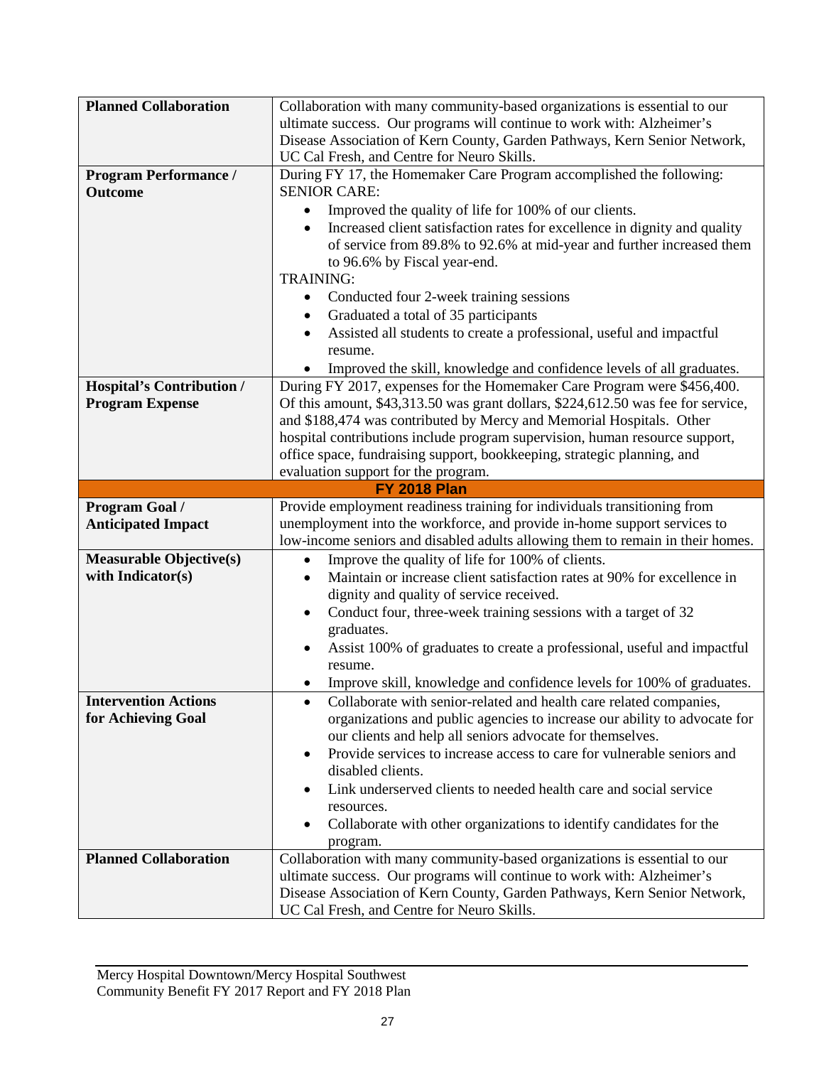| | |
|---|---|
| **Planned Collaboration** | Collaboration with many community-based organizations is essential to our ultimate success. Our programs will continue to work with: Alzheimer's Disease Association of Kern County, Garden Pathways, Kern Senior Network, UC Cal Fresh, and Centre for Neuro Skills. |
| **Program Performance / Outcome** | During FY 17, the Homemaker Care Program accomplished the following:<br>SENIOR CARE:<br>• Improved the quality of life for 100% of our clients.<br>• Increased client satisfaction rates for excellence in dignity and quality of service from 89.8% to 92.6% at mid-year and further increased them to 96.6% by Fiscal year-end.<br>TRAINING:<br>• Conducted four 2-week training sessions<br>• Graduated a total of 35 participants<br>• Assisted all students to create a professional, useful and impactful resume.<br>• Improved the skill, knowledge and confidence levels of all graduates. |
| **Hospital's Contribution / Program Expense** | During FY 2017, expenses for the Homemaker Care Program were $456,400. Of this amount, $43,313.50 was grant dollars, $224,612.50 was fee for service, and $188,474 was contributed by Mercy and Memorial Hospitals. Other hospital contributions include program supervision, human resource support, office space, fundraising support, bookkeeping, strategic planning, and evaluation support for the program. |
| **FY 2018 Plan** | |
| **Program Goal / Anticipated Impact** | Provide employment readiness training for individuals transitioning from unemployment into the workforce, and provide in-home support services to low-income seniors and disabled adults allowing them to remain in their homes. |
| **Measurable Objective(s) with Indicator(s)** | • Improve the quality of life for 100% of clients.<br>• Maintain or increase client satisfaction rates at 90% for excellence in dignity and quality of service received.<br>• Conduct four, three-week training sessions with a target of 32 graduates.<br>• Assist 100% of graduates to create a professional, useful and impactful resume.<br>• Improve skill, knowledge and confidence levels for 100% of graduates. |
| **Intervention Actions for Achieving Goal** | • Collaborate with senior-related and health care related companies, organizations and public agencies to increase our ability to advocate for our clients and help all seniors advocate for themselves.<br>• Provide services to increase access to care for vulnerable seniors and disabled clients.<br>• Link underserved clients to needed health care and social service resources.<br>• Collaborate with other organizations to identify candidates for the program. |
| **Planned Collaboration** | Collaboration with many community-based organizations is essential to our ultimate success. Our programs will continue to work with: Alzheimer's Disease Association of Kern County, Garden Pathways, Kern Senior Network, UC Cal Fresh, and Centre for Neuro Skills. |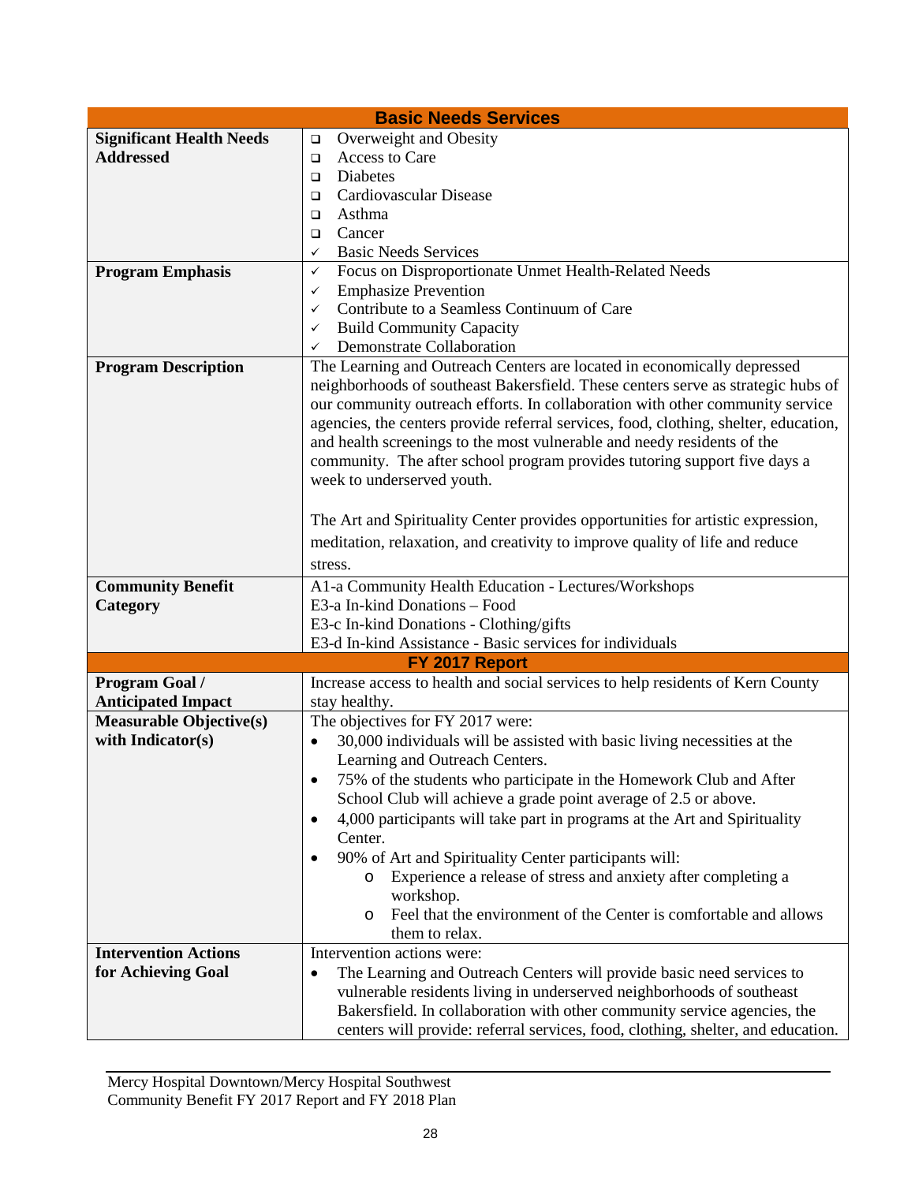| Basic Needs Services | |
|---|---|
| **Significant Health Needs Addressed** | ❑ Overweight and Obesity<br>❑ Access to Care<br>❑ Diabetes<br>❑ Cardiovascular Disease<br>❑ Asthma<br>❑ Cancer<br>✓ Basic Needs Services |
| **Program Emphasis** | ✓ Focus on Disproportionate Unmet Health-Related Needs<br>✓ Emphasize Prevention<br>✓ Contribute to a Seamless Continuum of Care<br>✓ Build Community Capacity<br>✓ Demonstrate Collaboration |
| **Program Description** | The Learning and Outreach Centers are located in economically depressed neighborhoods of southeast Bakersfield. These centers serve as strategic hubs of our community outreach efforts. In collaboration with other community service agencies, the centers provide referral services, food, clothing, shelter, education, and health screenings to the most vulnerable and needy residents of the community. The after school program provides tutoring support five days a week to underserved youth.<br><br>The Art and Spirituality Center provides opportunities for artistic expression, meditation, relaxation, and creativity to improve quality of life and reduce stress. |
| **Community Benefit Category** | A1-a Community Health Education - Lectures/Workshops<br>E3-a In-kind Donations – Food<br>E3-c In-kind Donations - Clothing/gifts<br>E3-d In-kind Assistance - Basic services for individuals |
| **FY 2017 Report** | |
| **Program Goal / Anticipated Impact** | Increase access to health and social services to help residents of Kern County stay healthy. |
| **Measurable Objective(s) with Indicator(s)** | The objectives for FY 2017 were:<br>• 30,000 individuals will be assisted with basic living necessities at the Learning and Outreach Centers.<br>• 75% of the students who participate in the Homework Club and After School Club will achieve a grade point average of 2.5 or above.<br>• 4,000 participants will take part in programs at the Art and Spirituality Center.<br>• 90% of Art and Spirituality Center participants will:<br>&nbsp;&nbsp;&nbsp;&nbsp;o Experience a release of stress and anxiety after completing a workshop.<br>&nbsp;&nbsp;&nbsp;&nbsp;o Feel that the environment of the Center is comfortable and allows them to relax. |
| **Intervention Actions for Achieving Goal** | Intervention actions were:<br>• The Learning and Outreach Centers will provide basic need services to vulnerable residents living in underserved neighborhoods of southeast Bakersfield. In collaboration with other community service agencies, the centers will provide: referral services, food, clothing, shelter, and education. |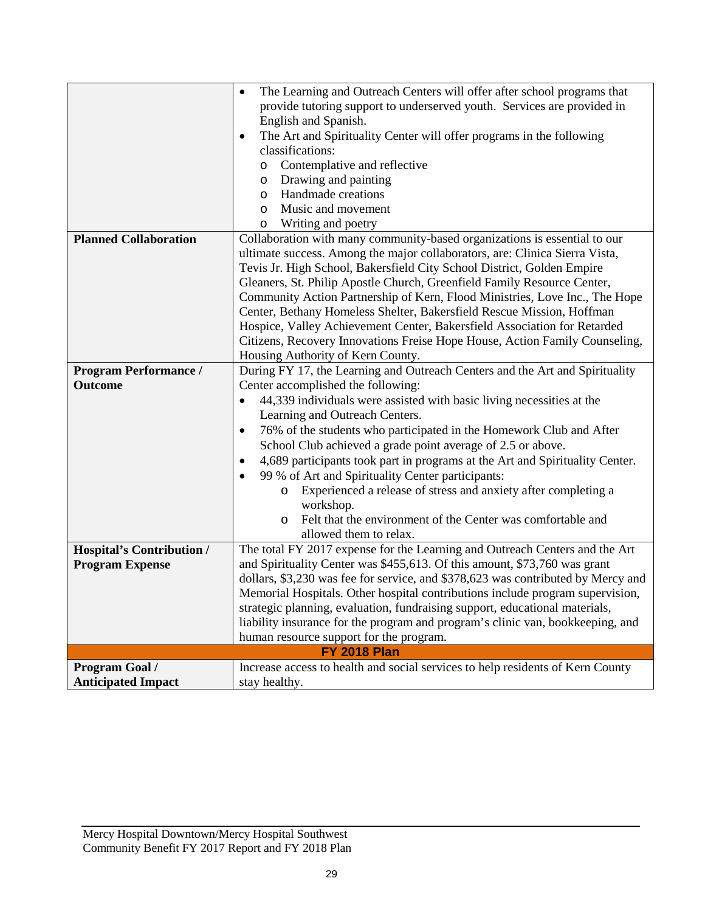| | |
|---|---|
| | • The Learning and Outreach Centers will offer after school programs that provide tutoring support to underserved youth. Services are provided in English and Spanish.<br>• The Art and Spirituality Center will offer programs in the following classifications:<br>  o Contemplative and reflective<br>  o Drawing and painting<br>  o Handmade creations<br>  o Music and movement<br>  o Writing and poetry |
| **Planned Collaboration** | Collaboration with many community-based organizations is essential to our ultimate success. Among the major collaborators, are: Clinica Sierra Vista, Tevis Jr. High School, Bakersfield City School District, Golden Empire Gleaners, St. Philip Apostle Church, Greenfield Family Resource Center, Community Action Partnership of Kern, Flood Ministries, Love Inc., The Hope Center, Bethany Homeless Shelter, Bakersfield Rescue Mission, Hoffman Hospice, Valley Achievement Center, Bakersfield Association for Retarded Citizens, Recovery Innovations Freise Hope House, Action Family Counseling, Housing Authority of Kern County. |
| **Program Performance / Outcome** | During FY 17, the Learning and Outreach Centers and the Art and Spirituality Center accomplished the following:<br>• 44,339 individuals were assisted with basic living necessities at the Learning and Outreach Centers.<br>• 76% of the students who participated in the Homework Club and After School Club achieved a grade point average of 2.5 or above.<br>• 4,689 participants took part in programs at the Art and Spirituality Center.<br>• 99 % of Art and Spirituality Center participants:<br>  o Experienced a release of stress and anxiety after completing a workshop.<br>  o Felt that the environment of the Center was comfortable and allowed them to relax. |
| **Hospital's Contribution / Program Expense** | The total FY 2017 expense for the Learning and Outreach Centers and the Art and Spirituality Center was $455,613. Of this amount, $73,760 was grant dollars, $3,230 was fee for service, and $378,623 was contributed by Mercy and Memorial Hospitals. Other hospital contributions include program supervision, strategic planning, evaluation, fundraising support, educational materials, liability insurance for the program and program's clinic van, bookkeeping, and human resource support for the program. |
| **FY 2018 Plan** | |
| **Program Goal / Anticipated Impact** | Increase access to health and social services to help residents of Kern County stay healthy. |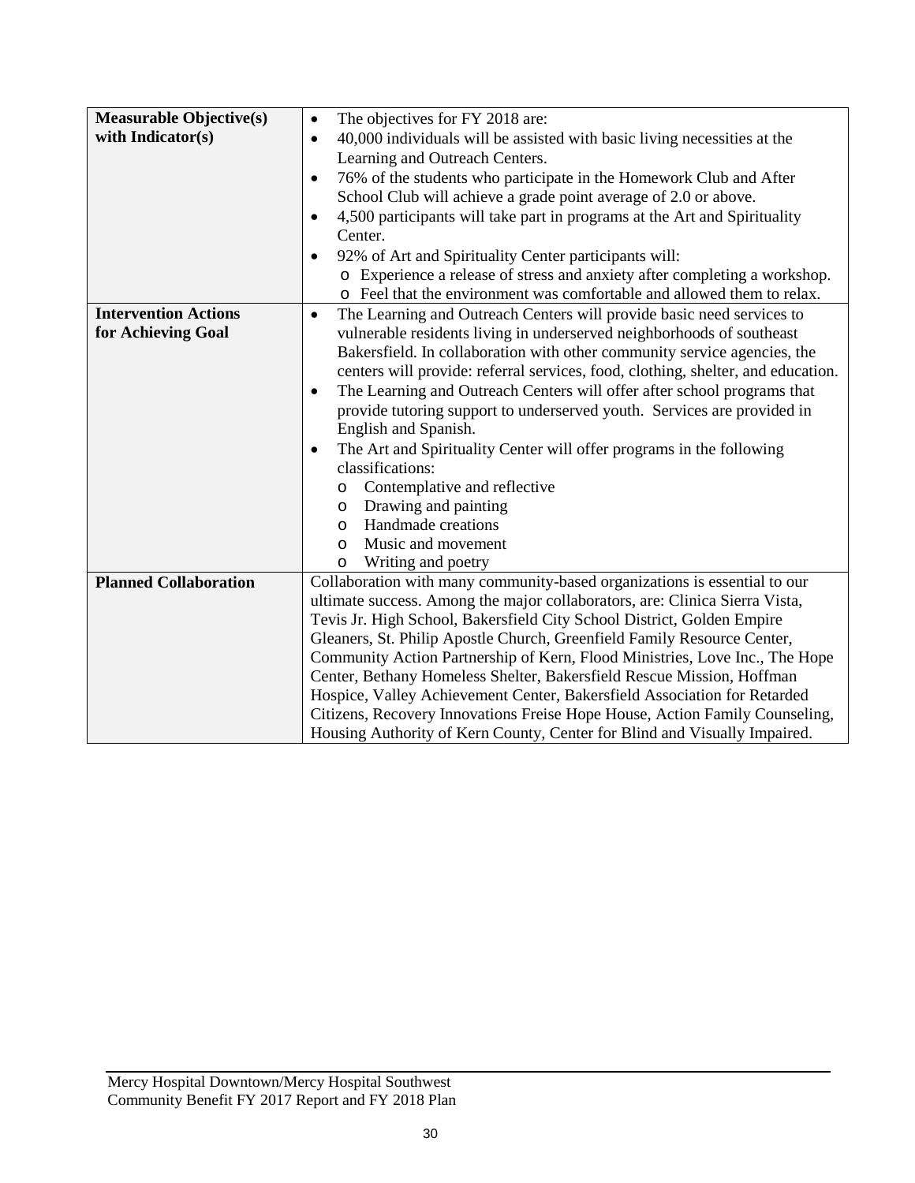| | |
|---|---|
| **Measurable Objective(s) with Indicator(s)** | • The objectives for FY 2018 are:<br>• 40,000 individuals will be assisted with basic living necessities at the Learning and Outreach Centers.<br>• 76% of the students who participate in the Homework Club and After School Club will achieve a grade point average of 2.0 or above.<br>• 4,500 participants will take part in programs at the Art and Spirituality Center.<br>• 92% of Art and Spirituality Center participants will:<br>  o Experience a release of stress and anxiety after completing a workshop.<br>  o Feel that the environment was comfortable and allowed them to relax. |
| **Intervention Actions for Achieving Goal** | • The Learning and Outreach Centers will provide basic need services to vulnerable residents living in underserved neighborhoods of southeast Bakersfield. In collaboration with other community service agencies, the centers will provide: referral services, food, clothing, shelter, and education.<br>• The Learning and Outreach Centers will offer after school programs that provide tutoring support to underserved youth. Services are provided in English and Spanish.<br>• The Art and Spirituality Center will offer programs in the following classifications:<br>  o Contemplative and reflective<br>  o Drawing and painting<br>  o Handmade creations<br>  o Music and movement<br>  o Writing and poetry |
| **Planned Collaboration** | Collaboration with many community-based organizations is essential to our ultimate success. Among the major collaborators, are: Clinica Sierra Vista, Tevis Jr. High School, Bakersfield City School District, Golden Empire Gleaners, St. Philip Apostle Church, Greenfield Family Resource Center, Community Action Partnership of Kern, Flood Ministries, Love Inc., The Hope Center, Bethany Homeless Shelter, Bakersfield Rescue Mission, Hoffman Hospice, Valley Achievement Center, Bakersfield Association for Retarded Citizens, Recovery Innovations Freise Hope House, Action Family Counseling, Housing Authority of Kern County, Center for Blind and Visually Impaired. |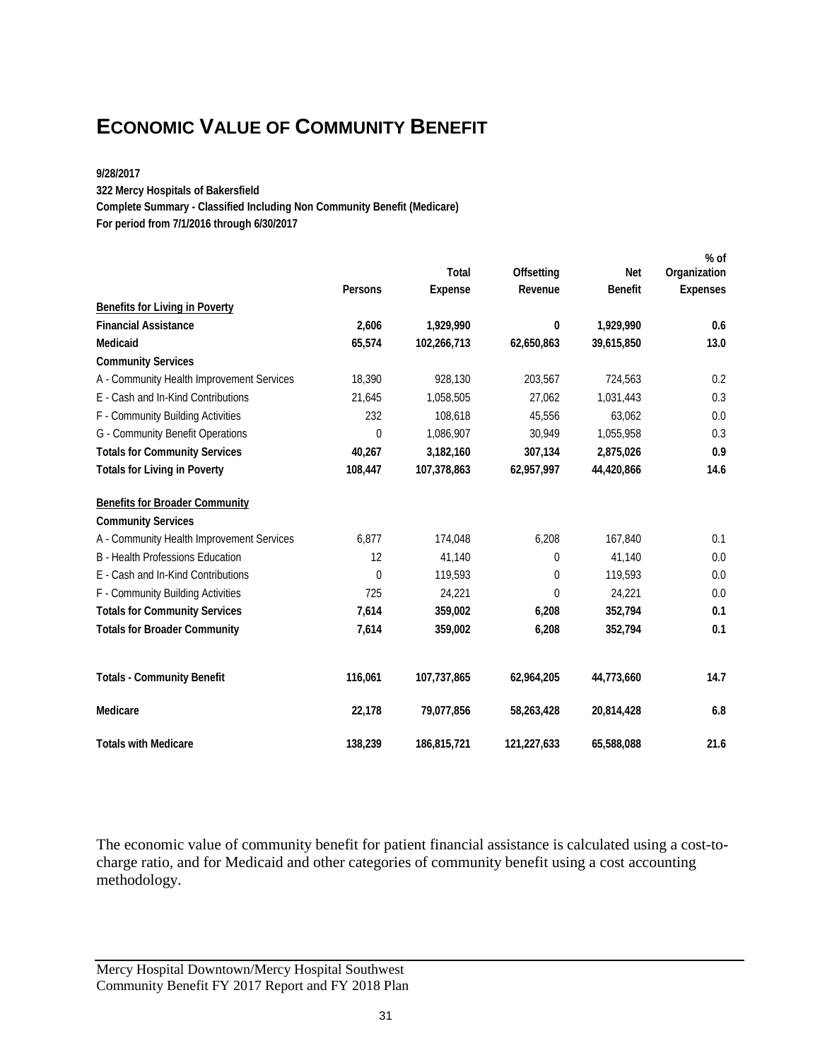# ECONOMIC VALUE OF COMMUNITY BENEFIT

**9/28/2017**
**322 Mercy Hospitals of Bakersfield**
**Complete Summary - Classified Including Non Community Benefit (Medicare)**
**For period from 7/1/2016 through 6/30/2017**

| | Persons | Total Expense | Offsetting Revenue | Net Benefit | % of Organization Expenses |
|---|---|---|---|---|---|
| **Benefits for Living in Poverty** | | | | | |
| **Financial Assistance** | **2,606** | **1,929,990** | **0** | **1,929,990** | **0.6** |
| **Medicaid** | **65,574** | **102,266,713** | **62,650,863** | **39,615,850** | **13.0** |
| **Community Services** | | | | | |
| A - Community Health Improvement Services | 18,390 | 928,130 | 203,567 | 724,563 | 0.2 |
| E - Cash and In-Kind Contributions | 21,645 | 1,058,505 | 27,062 | 1,031,443 | 0.3 |
| F - Community Building Activities | 232 | 108,618 | 45,556 | 63,062 | 0.0 |
| G - Community Benefit Operations | 0 | 1,086,907 | 30,949 | 1,055,958 | 0.3 |
| **Totals for Community Services** | **40,267** | **3,182,160** | **307,134** | **2,875,026** | **0.9** |
| **Totals for Living in Poverty** | **108,447** | **107,378,863** | **62,957,997** | **44,420,866** | **14.6** |
| **Benefits for Broader Community** | | | | | |
| **Community Services** | | | | | |
| A - Community Health Improvement Services | 6,877 | 174,048 | 6,208 | 167,840 | 0.1 |
| B - Health Professions Education | 12 | 41,140 | 0 | 41,140 | 0.0 |
| E - Cash and In-Kind Contributions | 0 | 119,593 | 0 | 119,593 | 0.0 |
| F - Community Building Activities | 725 | 24,221 | 0 | 24,221 | 0.0 |
| **Totals for Community Services** | **7,614** | **359,002** | **6,208** | **352,794** | **0.1** |
| **Totals for Broader Community** | **7,614** | **359,002** | **6,208** | **352,794** | **0.1** |
| **Totals - Community Benefit** | **116,061** | **107,737,865** | **62,964,205** | **44,773,660** | **14.7** |
| **Medicare** | **22,178** | **79,077,856** | **58,263,428** | **20,814,428** | **6.8** |
| **Totals with Medicare** | **138,239** | **186,815,721** | **121,227,633** | **65,588,088** | **21.6** |

The economic value of community benefit for patient financial assistance is calculated using a cost-to-charge ratio, and for Medicaid and other categories of community benefit using a cost accounting methodology.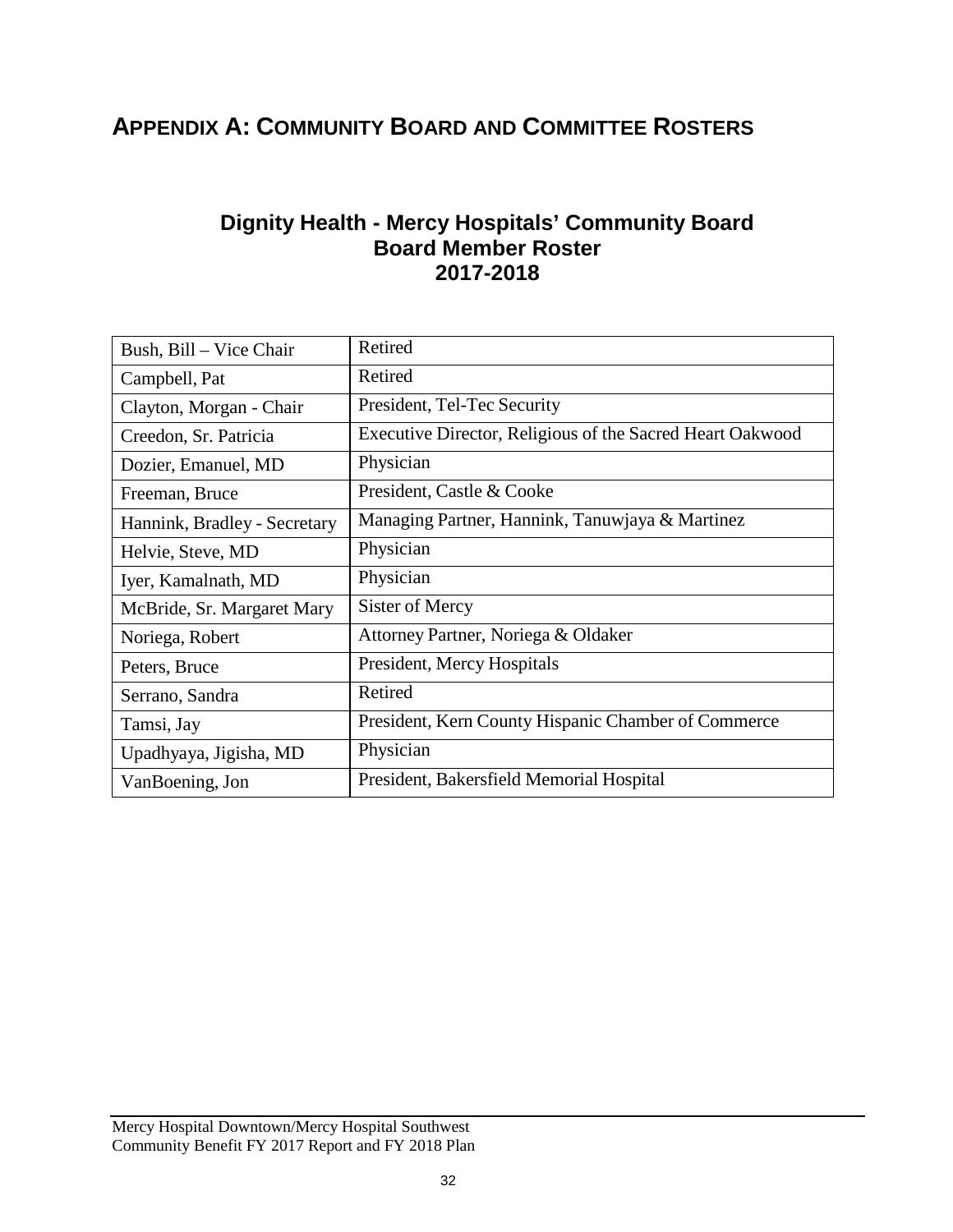# APPENDIX A: COMMUNITY BOARD AND COMMITTEE ROSTERS

## Dignity Health - Mercy Hospitals' Community Board
## Board Member Roster
## 2017-2018

| | |
|---|---|
| Bush, Bill – Vice Chair | Retired |
| Campbell, Pat | Retired |
| Clayton, Morgan - Chair | President, Tel-Tec Security |
| Creedon, Sr. Patricia | Executive Director, Religious of the Sacred Heart Oakwood |
| Dozier, Emanuel, MD | Physician |
| Freeman, Bruce | President, Castle & Cooke |
| Hannink, Bradley - Secretary | Managing Partner, Hannink, Tanuwjaya & Martinez |
| Helvie, Steve, MD | Physician |
| Iyer, Kamalnath, MD | Physician |
| McBride, Sr. Margaret Mary | Sister of Mercy |
| Noriega, Robert | Attorney Partner, Noriega & Oldaker |
| Peters, Bruce | President, Mercy Hospitals |
| Serrano, Sandra | Retired |
| Tamsi, Jay | President, Kern County Hispanic Chamber of Commerce |
| Upadhyaya, Jigisha, MD | Physician |
| VanBoening, Jon | President, Bakersfield Memorial Hospital |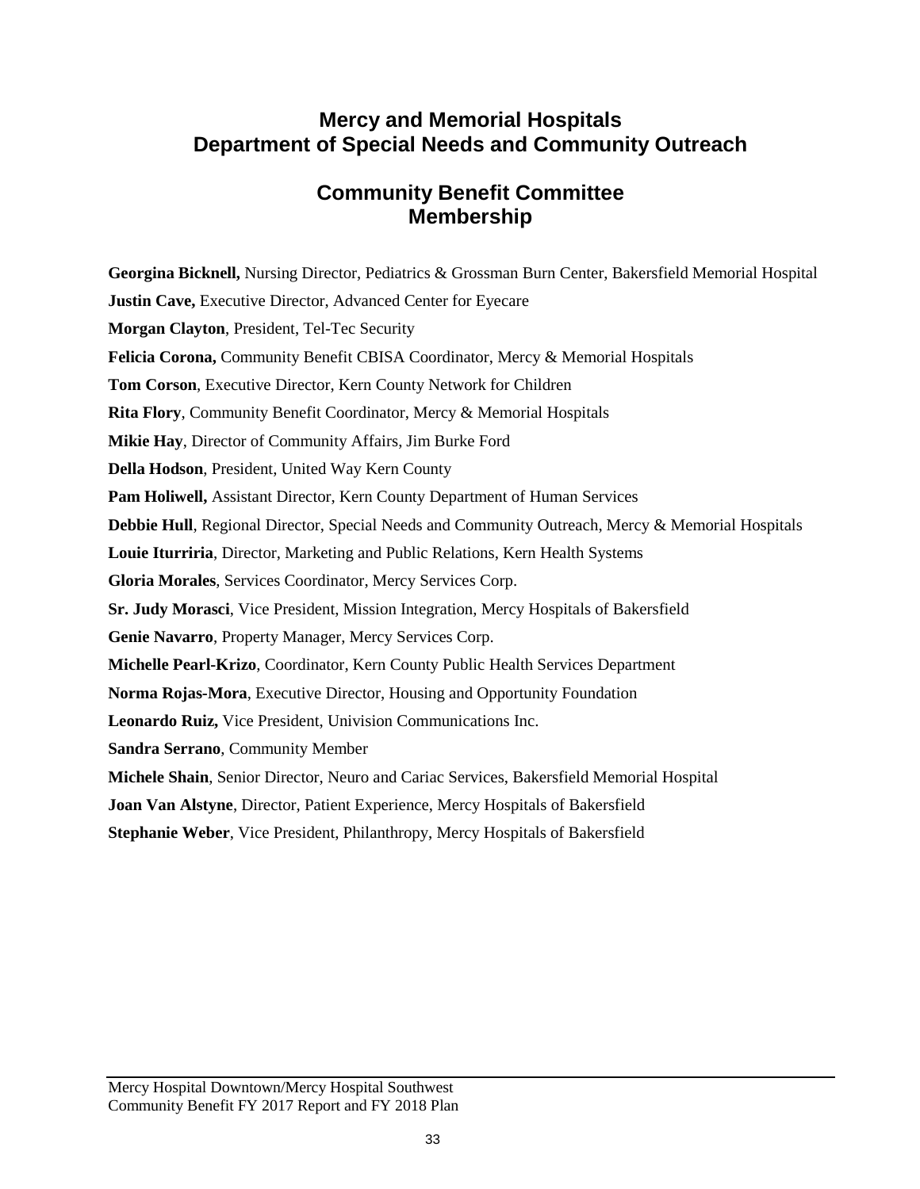# Mercy and Memorial Hospitals
# Department of Special Needs and Community Outreach

## Community Benefit Committee Membership

**Georgina Bicknell,** Nursing Director, Pediatrics & Grossman Burn Center, Bakersfield Memorial Hospital

**Justin Cave,** Executive Director, Advanced Center for Eyecare

**Morgan Clayton**, President, Tel-Tec Security

**Felicia Corona,** Community Benefit CBISA Coordinator, Mercy & Memorial Hospitals

**Tom Corson**, Executive Director, Kern County Network for Children

**Rita Flory**, Community Benefit Coordinator, Mercy & Memorial Hospitals

**Mikie Hay**, Director of Community Affairs, Jim Burke Ford

**Della Hodson**, President, United Way Kern County

**Pam Holiwell,** Assistant Director, Kern County Department of Human Services

**Debbie Hull**, Regional Director, Special Needs and Community Outreach, Mercy & Memorial Hospitals

**Louie Iturriria**, Director, Marketing and Public Relations, Kern Health Systems

**Gloria Morales**, Services Coordinator, Mercy Services Corp.

**Sr. Judy Morasci**, Vice President, Mission Integration, Mercy Hospitals of Bakersfield

**Genie Navarro**, Property Manager, Mercy Services Corp.

**Michelle Pearl-Krizo**, Coordinator, Kern County Public Health Services Department

**Norma Rojas-Mora**, Executive Director, Housing and Opportunity Foundation

**Leonardo Ruiz,** Vice President, Univision Communications Inc.

**Sandra Serrano**, Community Member

**Michele Shain**, Senior Director, Neuro and Cariac Services, Bakersfield Memorial Hospital

**Joan Van Alstyne**, Director, Patient Experience, Mercy Hospitals of Bakersfield

**Stephanie Weber**, Vice President, Philanthropy, Mercy Hospitals of Bakersfield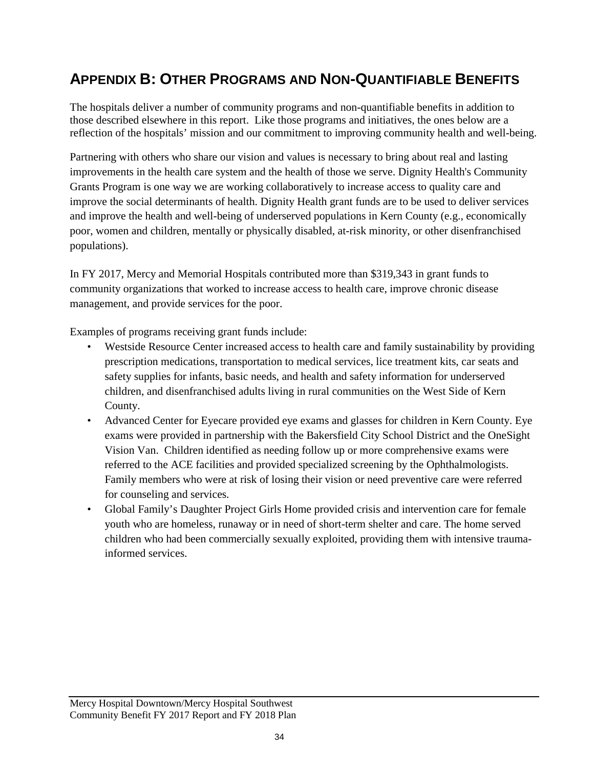# APPENDIX B: OTHER PROGRAMS AND NON-QUANTIFIABLE BENEFITS

The hospitals deliver a number of community programs and non-quantifiable benefits in addition to those described elsewhere in this report. Like those programs and initiatives, the ones below are a reflection of the hospitals' mission and our commitment to improving community health and well-being.

Partnering with others who share our vision and values is necessary to bring about real and lasting improvements in the health care system and the health of those we serve. Dignity Health's Community Grants Program is one way we are working collaboratively to increase access to quality care and improve the social determinants of health. Dignity Health grant funds are to be used to deliver services and improve the health and well-being of underserved populations in Kern County (e.g., economically poor, women and children, mentally or physically disabled, at-risk minority, or other disenfranchised populations).

In FY 2017, Mercy and Memorial Hospitals contributed more than $319,343 in grant funds to community organizations that worked to increase access to health care, improve chronic disease management, and provide services for the poor.

Examples of programs receiving grant funds include:

- Westside Resource Center increased access to health care and family sustainability by providing prescription medications, transportation to medical services, lice treatment kits, car seats and safety supplies for infants, basic needs, and health and safety information for underserved children, and disenfranchised adults living in rural communities on the West Side of Kern County.
- Advanced Center for Eyecare provided eye exams and glasses for children in Kern County. Eye exams were provided in partnership with the Bakersfield City School District and the OneSight Vision Van. Children identified as needing follow up or more comprehensive exams were referred to the ACE facilities and provided specialized screening by the Ophthalmologists. Family members who were at risk of losing their vision or need preventive care were referred for counseling and services.
- Global Family's Daughter Project Girls Home provided crisis and intervention care for female youth who are homeless, runaway or in need of short-term shelter and care. The home served children who had been commercially sexually exploited, providing them with intensive trauma-informed services.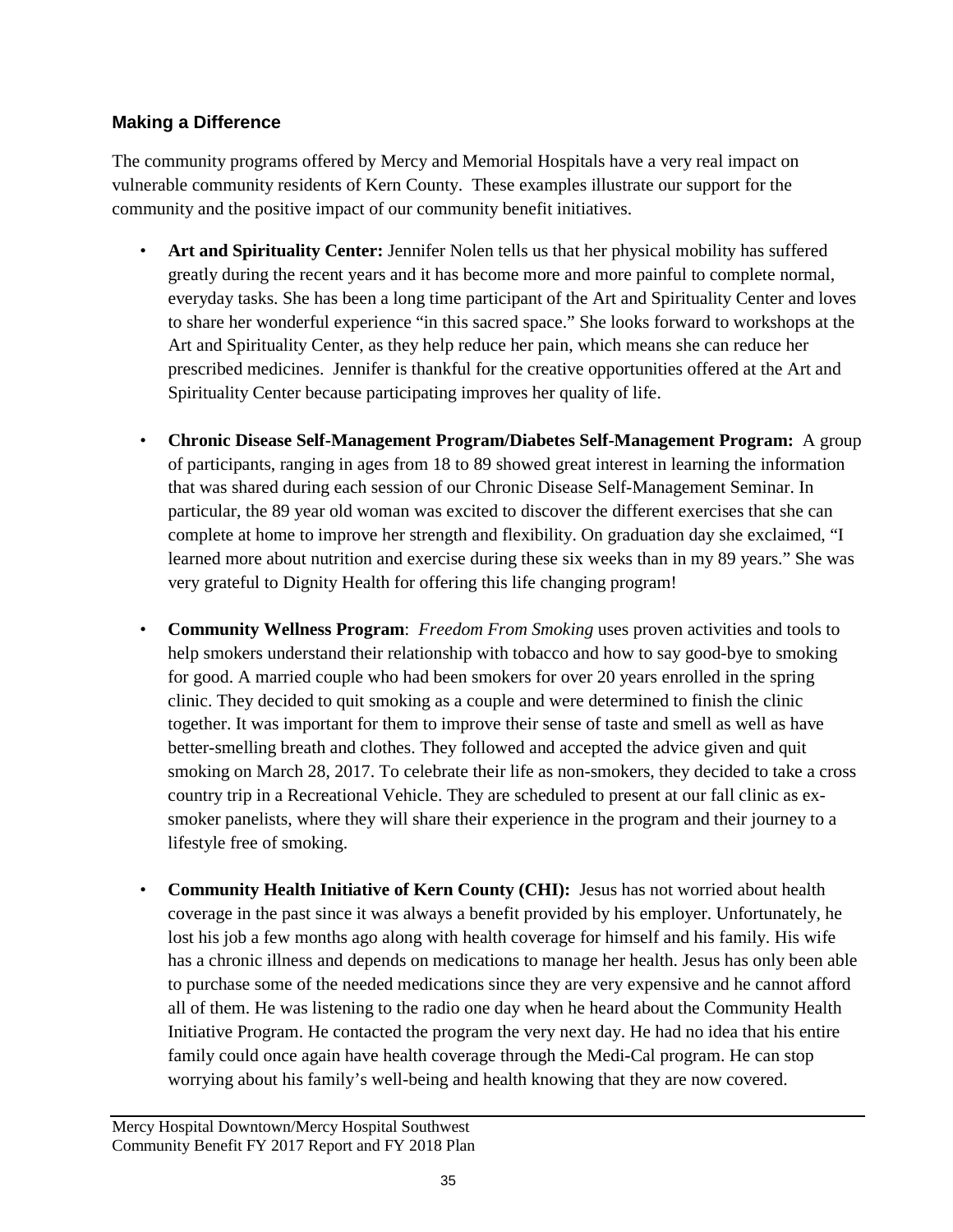## Making a Difference

The community programs offered by Mercy and Memorial Hospitals have a very real impact on vulnerable community residents of Kern County. These examples illustrate our support for the community and the positive impact of our community benefit initiatives.

- **Art and Spirituality Center:** Jennifer Nolen tells us that her physical mobility has suffered greatly during the recent years and it has become more and more painful to complete normal, everyday tasks. She has been a long time participant of the Art and Spirituality Center and loves to share her wonderful experience "in this sacred space." She looks forward to workshops at the Art and Spirituality Center, as they help reduce her pain, which means she can reduce her prescribed medicines. Jennifer is thankful for the creative opportunities offered at the Art and Spirituality Center because participating improves her quality of life.

- **Chronic Disease Self-Management Program/Diabetes Self-Management Program:** A group of participants, ranging in ages from 18 to 89 showed great interest in learning the information that was shared during each session of our Chronic Disease Self-Management Seminar. In particular, the 89 year old woman was excited to discover the different exercises that she can complete at home to improve her strength and flexibility. On graduation day she exclaimed, "I learned more about nutrition and exercise during these six weeks than in my 89 years." She was very grateful to Dignity Health for offering this life changing program!

- **Community Wellness Program**: *Freedom From Smoking* uses proven activities and tools to help smokers understand their relationship with tobacco and how to say good-bye to smoking for good. A married couple who had been smokers for over 20 years enrolled in the spring clinic. They decided to quit smoking as a couple and were determined to finish the clinic together. It was important for them to improve their sense of taste and smell as well as have better-smelling breath and clothes. They followed and accepted the advice given and quit smoking on March 28, 2017. To celebrate their life as non-smokers, they decided to take a cross country trip in a Recreational Vehicle. They are scheduled to present at our fall clinic as ex-smoker panelists, where they will share their experience in the program and their journey to a lifestyle free of smoking.

- **Community Health Initiative of Kern County (CHI):** Jesus has not worried about health coverage in the past since it was always a benefit provided by his employer. Unfortunately, he lost his job a few months ago along with health coverage for himself and his family. His wife has a chronic illness and depends on medications to manage her health. Jesus has only been able to purchase some of the needed medications since they are very expensive and he cannot afford all of them. He was listening to the radio one day when he heard about the Community Health Initiative Program. He contacted the program the very next day. He had no idea that his entire family could once again have health coverage through the Medi-Cal program. He can stop worrying about his family's well-being and health knowing that they are now covered.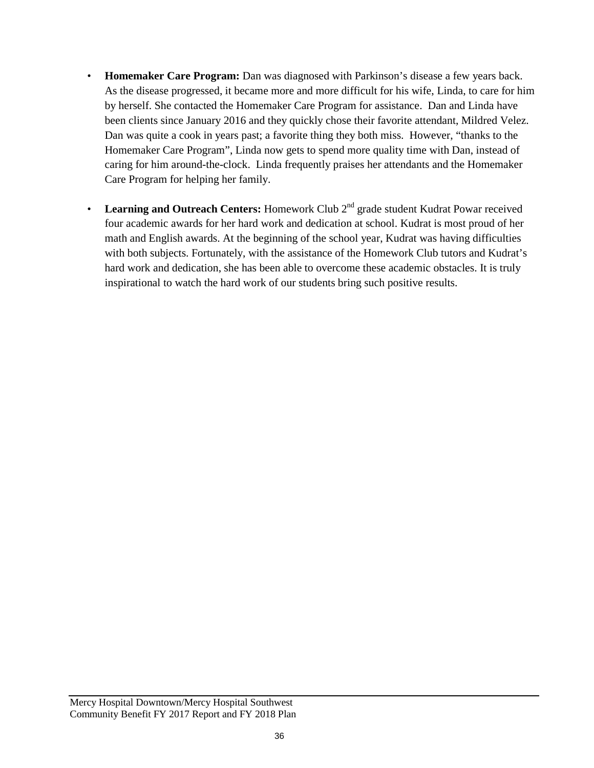- **Homemaker Care Program:** Dan was diagnosed with Parkinson's disease a few years back. As the disease progressed, it became more and more difficult for his wife, Linda, to care for him by herself. She contacted the Homemaker Care Program for assistance. Dan and Linda have been clients since January 2016 and they quickly chose their favorite attendant, Mildred Velez. Dan was quite a cook in years past; a favorite thing they both miss. However, "thanks to the Homemaker Care Program", Linda now gets to spend more quality time with Dan, instead of caring for him around-the-clock. Linda frequently praises her attendants and the Homemaker Care Program for helping her family.

- **Learning and Outreach Centers:** Homework Club 2nd grade student Kudrat Powar received four academic awards for her hard work and dedication at school. Kudrat is most proud of her math and English awards. At the beginning of the school year, Kudrat was having difficulties with both subjects. Fortunately, with the assistance of the Homework Club tutors and Kudrat's hard work and dedication, she has been able to overcome these academic obstacles. It is truly inspirational to watch the hard work of our students bring such positive results.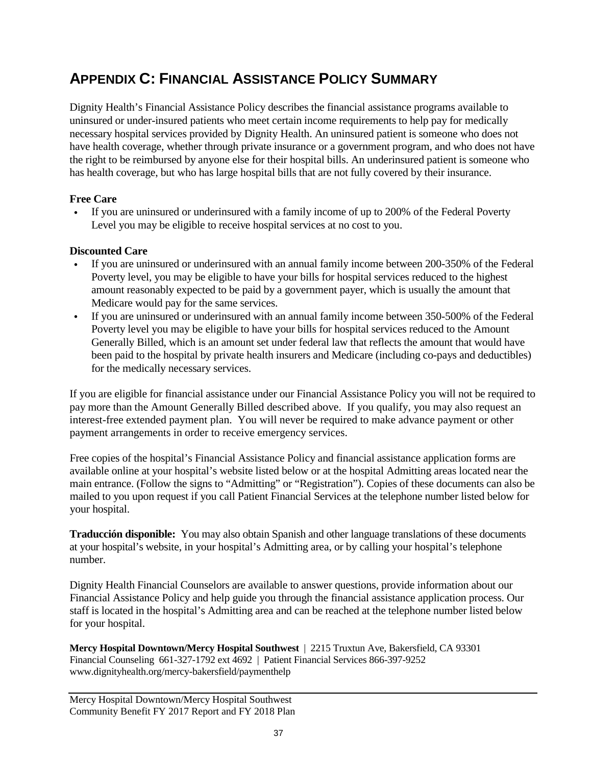# APPENDIX C: FINANCIAL ASSISTANCE POLICY SUMMARY

Dignity Health's Financial Assistance Policy describes the financial assistance programs available to uninsured or under-insured patients who meet certain income requirements to help pay for medically necessary hospital services provided by Dignity Health. An uninsured patient is someone who does not have health coverage, whether through private insurance or a government program, and who does not have the right to be reimbursed by anyone else for their hospital bills. An underinsured patient is someone who has health coverage, but who has large hospital bills that are not fully covered by their insurance.

**Free Care**

- If you are uninsured or underinsured with a family income of up to 200% of the Federal Poverty Level you may be eligible to receive hospital services at no cost to you.

**Discounted Care**

- If you are uninsured or underinsured with an annual family income between 200-350% of the Federal Poverty level, you may be eligible to have your bills for hospital services reduced to the highest amount reasonably expected to be paid by a government payer, which is usually the amount that Medicare would pay for the same services.
- If you are uninsured or underinsured with an annual family income between 350-500% of the Federal Poverty level you may be eligible to have your bills for hospital services reduced to the Amount Generally Billed, which is an amount set under federal law that reflects the amount that would have been paid to the hospital by private health insurers and Medicare (including co-pays and deductibles) for the medically necessary services.

If you are eligible for financial assistance under our Financial Assistance Policy you will not be required to pay more than the Amount Generally Billed described above. If you qualify, you may also request an interest-free extended payment plan. You will never be required to make advance payment or other payment arrangements in order to receive emergency services.

Free copies of the hospital's Financial Assistance Policy and financial assistance application forms are available online at your hospital's website listed below or at the hospital Admitting areas located near the main entrance. (Follow the signs to "Admitting" or "Registration"). Copies of these documents can also be mailed to you upon request if you call Patient Financial Services at the telephone number listed below for your hospital.

**Traducción disponible:** You may also obtain Spanish and other language translations of these documents at your hospital's website, in your hospital's Admitting area, or by calling your hospital's telephone number.

Dignity Health Financial Counselors are available to answer questions, provide information about our Financial Assistance Policy and help guide you through the financial assistance application process. Our staff is located in the hospital's Admitting area and can be reached at the telephone number listed below for your hospital.

**Mercy Hospital Downtown/Mercy Hospital Southwest** | 2215 Truxtun Ave, Bakersfield, CA 93301
Financial Counseling 661-327-1792 ext 4692 | Patient Financial Services 866-397-9252
www.dignityhealth.org/mercy-bakersfield/paymenthelp